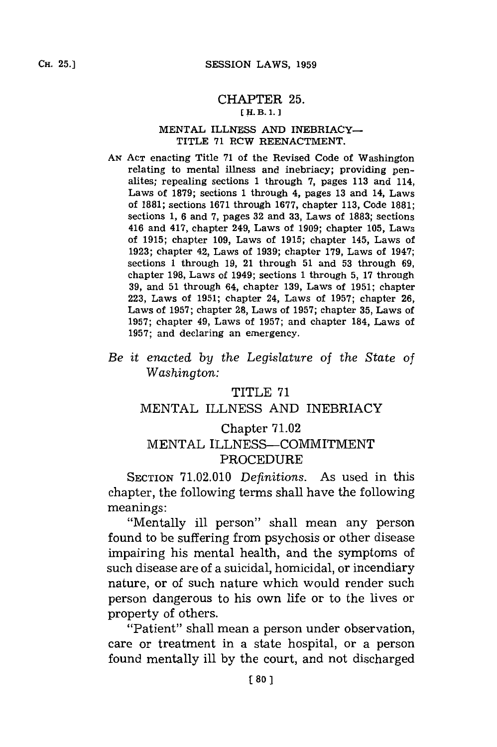# CHAPTER 25.

[H. B. 1.]

## MENTAL ILLNESS AND INEBRIACY—TITLE 71 RCW REENACTMENT.

AN ACT enacting Title 71 of the Revised Code of Washington relating to mental illness and inebriacy; providing penalites; repealing sections 1 through 7, pages 113 and 114, Laws of 1879; sections 1 through 4, pages 13 and 14, Laws of 1881; sections 1671 through 1677, chapter 113, Code 1881; sections 1, 6 and 7, pages 32 and 33, Laws of 1883; sections 416 and 417, chapter 249, Laws of 1909; chapter 105, Laws of 1915; chapter 109, Laws of 1915; chapter 145, Laws of 1923; chapter 42, Laws of 1939; chapter 179, Laws of 1947; sections 1 through 19, 21 through 51 and 53 through 69, chapter 198, Laws of 1949; sections 1 through 5, 17 through 39, and 51 through 64, chapter 139, Laws of 1951; chapter 223, Laws of 1951; chapter 24, Laws of 1957; chapter 26, Laws of 1957; chapter 28, Laws of 1957; chapter 35, Laws of 1957; chapter 49, Laws of 1957; and chapter 184, Laws of 1957; and declaring an emergency.

*Be it enacted by the Legislature of the State of Washington:*

# TITLE 71

# MENTAL ILLNESS AND INEBRIACY

## Chapter 71.02

## MENTAL ILLNESS—COMMITMENT PROCEDURE

SECTION 71.02.010 *Definitions.* As used in this chapter, the following terms shall have the following meanings:

"Mentally ill person" shall mean any person found to be suffering from psychosis or other disease impairing his mental health, and the symptoms of such disease are of a suicidal, homicidal, or incendiary nature, or of such nature which would render such person dangerous to his own life or to the lives or property of others.

"Patient" shall mean a person under observation, care or treatment in a state hospital, or a person found mentally ill by the court, and not discharged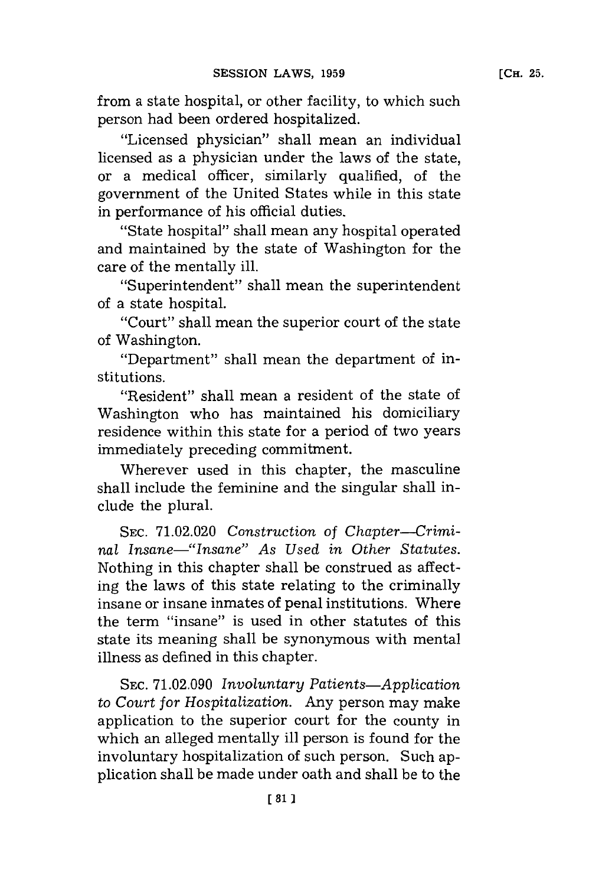from a state hospital, or other facility, to which such person had been ordered hospitalized.

"Licensed physician" shall mean an individual licensed as a physician under the laws of the state, or a medical officer, similarly qualified, of the government of the United States while in this state in performance of his official duties.

"State hospital" shall mean any hospital operated and maintained by the state of Washington for the care of the mentally ill.

"Superintendent" shall mean the superintendent of a state hospital.

"Court" shall mean the superior court of the state of Washington.

"Department" shall mean the department of institutions.

"Resident" shall mean a resident of the state of Washington who has maintained his domiciliary residence within this state for a period of two years immediately preceding commitment.

Wherever used in this chapter, the masculine shall include the feminine and the singular shall include the plural.

SEC. 71.02.020 *Construction of Chapter—Criminal Insane—"Insane" As Used in Other Statutes.* Nothing in this chapter shall be construed as affecting the laws of this state relating to the criminally insane or insane inmates of penal institutions. Where the term "insane" is used in other statutes of this state its meaning shall be synonymous with mental illness as defined in this chapter.

SEC. 71.02.090 *Involuntary Patients—Application to Court for Hospitalization.* Any person may make application to the superior court for the county in which an alleged mentally ill person is found for the involuntary hospitalization of such person. Such application shall be made under oath and shall be to the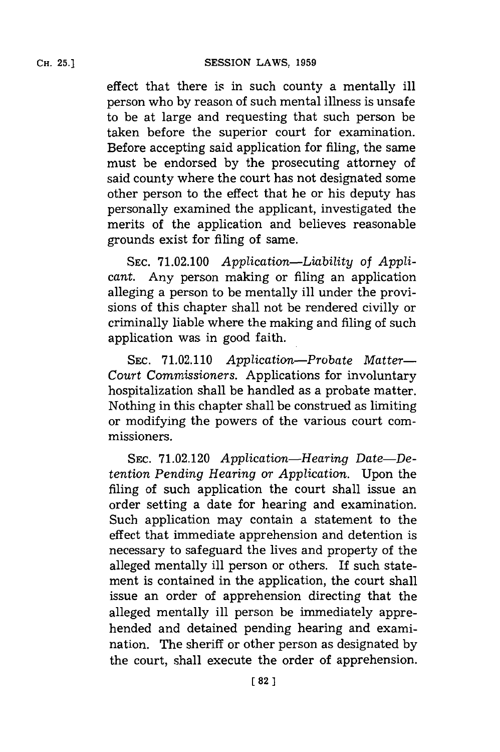effect that there is in such county a mentally ill person who by reason of such mental illness is unsafe to be at large and requesting that such person be taken before the superior court for examination. Before accepting said application for filing, the same must be endorsed by the prosecuting attorney of said county where the court has not designated some other person to the effect that he or his deputy has personally examined the applicant, investigated the merits of the application and believes reasonable grounds exist for filing of same.

SEC. 71.02.100 *Application—Liability of Applicant.* Any person making or filing an application alleging a person to be mentally ill under the provisions of this chapter shall not be rendered civilly or criminally liable where the making and filing of such application was in good faith.

SEC. 71.02.110 *Application—Probate Matter—Court Commissioners.* Applications for involuntary hospitalization shall be handled as a probate matter. Nothing in this chapter shall be construed as limiting or modifying the powers of the various court commissioners.

SEC. 71.02.120 *Application—Hearing Date—Detention Pending Hearing or Application.* Upon the filing of such application the court shall issue an order setting a date for hearing and examination. Such application may contain a statement to the effect that immediate apprehension and detention is necessary to safeguard the lives and property of the alleged mentally ill person or others. If such statement is contained in the application, the court shall issue an order of apprehension directing that the alleged mentally ill person be immediately apprehended and detained pending hearing and examination. The sheriff or other person as designated by the court, shall execute the order of apprehension.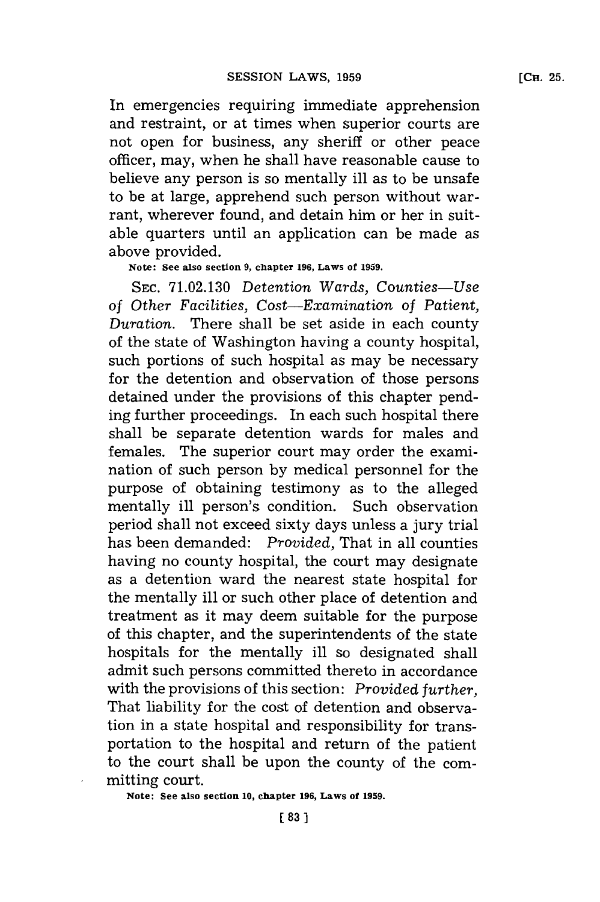In emergencies requiring immediate apprehension and restraint, or at times when superior courts are not open for business, any sheriff or other peace officer, may, when he shall have reasonable cause to believe any person is so mentally ill as to be unsafe to be at large, apprehend such person without warrant, wherever found, and detain him or her in suitable quarters until an application can be made as above provided.

**Note: See also section 9, chapter 196, Laws of 1959.**

SEC. 71.02.130 *Detention Wards, Counties—Use of Other Facilities, Cost—Examination of Patient, Duration.* There shall be set aside in each county of the state of Washington having a county hospital, such portions of such hospital as may be necessary for the detention and observation of those persons detained under the provisions of this chapter pending further proceedings. In each such hospital there shall be separate detention wards for males and females. The superior court may order the examination of such person by medical personnel for the purpose of obtaining testimony as to the alleged mentally ill person's condition. Such observation period shall not exceed sixty days unless a jury trial has been demanded: *Provided,* That in all counties having no county hospital, the court may designate as a detention ward the nearest state hospital for the mentally ill or such other place of detention and treatment as it may deem suitable for the purpose of this chapter, and the superintendents of the state hospitals for the mentally ill so designated shall admit such persons committed thereto in accordance with the provisions of this section: *Provided further,* That liability for the cost of detention and observation in a state hospital and responsibility for transportation to the hospital and return of the patient to the court shall be upon the county of the committing court.

**Note: See also section 10, chapter 196, Laws of 1959.**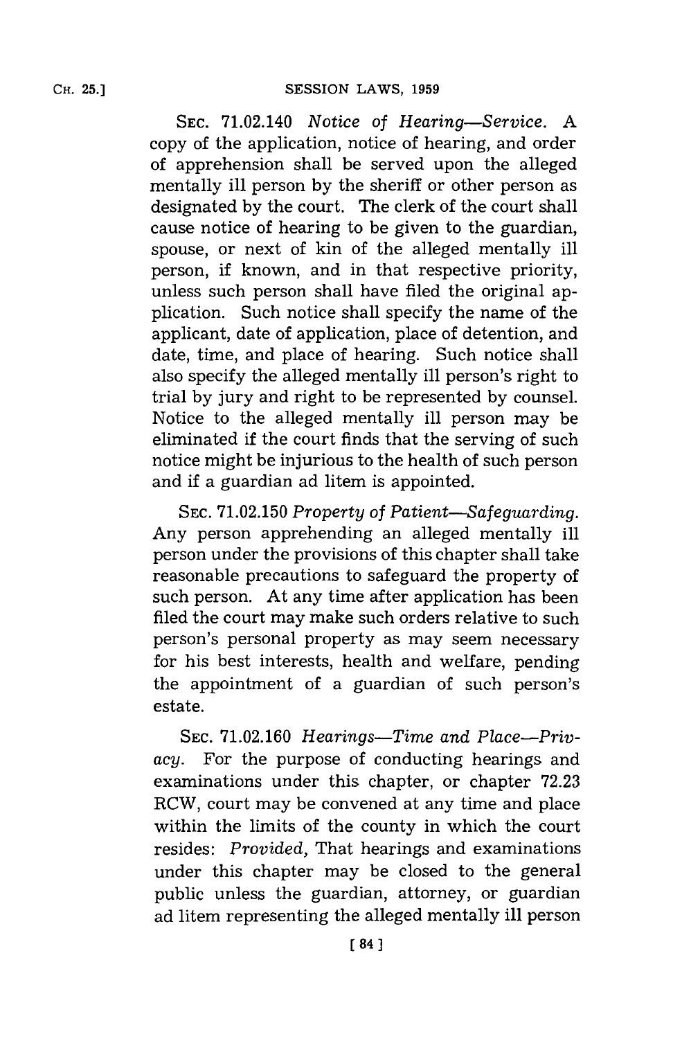SEC. 71.02.140 *Notice of Hearing—Service.* A copy of the application, notice of hearing, and order of apprehension shall be served upon the alleged mentally ill person by the sheriff or other person as designated by the court. The clerk of the court shall cause notice of hearing to be given to the guardian, spouse, or next of kin of the alleged mentally ill person, if known, and in that respective priority, unless such person shall have filed the original application. Such notice shall specify the name of the applicant, date of application, place of detention, and date, time, and place of hearing. Such notice shall also specify the alleged mentally ill person's right to trial by jury and right to be represented by counsel. Notice to the alleged mentally ill person may be eliminated if the court finds that the serving of such notice might be injurious to the health of such person and if a guardian ad litem is appointed.

SEC. 71.02.150 *Property of Patient—Safeguarding.* Any person apprehending an alleged mentally ill person under the provisions of this chapter shall take reasonable precautions to safeguard the property of such person. At any time after application has been filed the court may make such orders relative to such person's personal property as may seem necessary for his best interests, health and welfare, pending the appointment of a guardian of such person's estate.

SEC. 71.02.160 *Hearings—Time and Place—Privacy.* For the purpose of conducting hearings and examinations under this chapter, or chapter 72.23 RCW, court may be convened at any time and place within the limits of the county in which the court resides: *Provided,* That hearings and examinations under this chapter may be closed to the general public unless the guardian, attorney, or guardian ad litem representing the alleged mentally ill person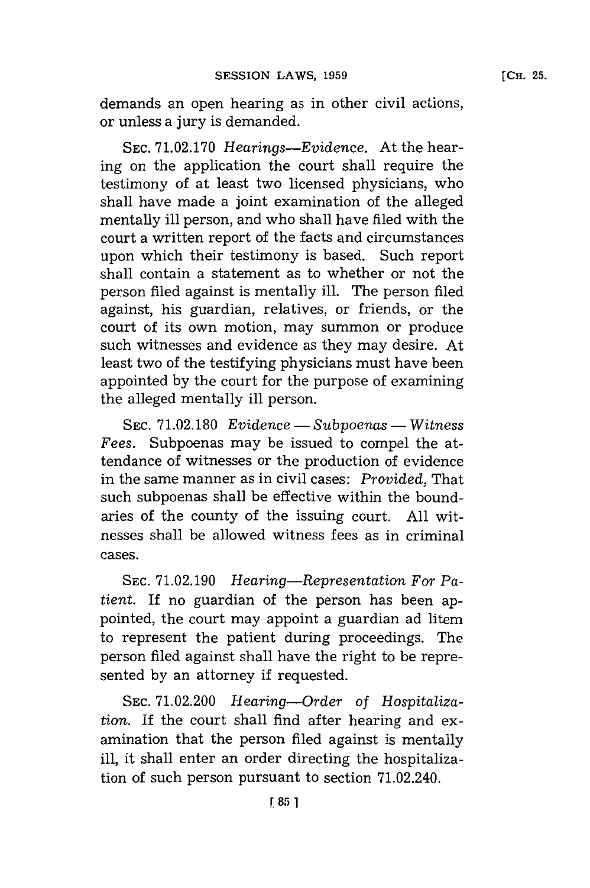demands an open hearing as in other civil actions, or unless a jury is demanded.

SEC. 71.02.170 *Hearings—Evidence.* At the hearing on the application the court shall require the testimony of at least two licensed physicians, who shall have made a joint examination of the alleged mentally ill person, and who shall have filed with the court a written report of the facts and circumstances upon which their testimony is based. Such report shall contain a statement as to whether or not the person filed against is mentally ill. The person filed against, his guardian, relatives, or friends, or the court of its own motion, may summon or produce such witnesses and evidence as they may desire. At least two of the testifying physicians must have been appointed by the court for the purpose of examining the alleged mentally ill person.

SEC. 71.02.180 *Evidence — Subpoenas — Witness Fees.* Subpoenas may be issued to compel the attendance of witnesses or the production of evidence in the same manner as in civil cases: *Provided,* That such subpoenas shall be effective within the boundaries of the county of the issuing court. All witnesses shall be allowed witness fees as in criminal cases.

SEC. 71.02.190 *Hearing—Representation For Patient.* If no guardian of the person has been appointed, the court may appoint a guardian ad litem to represent the patient during proceedings. The person filed against shall have the right to be represented by an attorney if requested.

SEC. 71.02.200 *Hearing—Order of Hospitalization.* If the court shall find after hearing and examination that the person filed against is mentally ill, it shall enter an order directing the hospitalization of such person pursuant to section 71.02.240.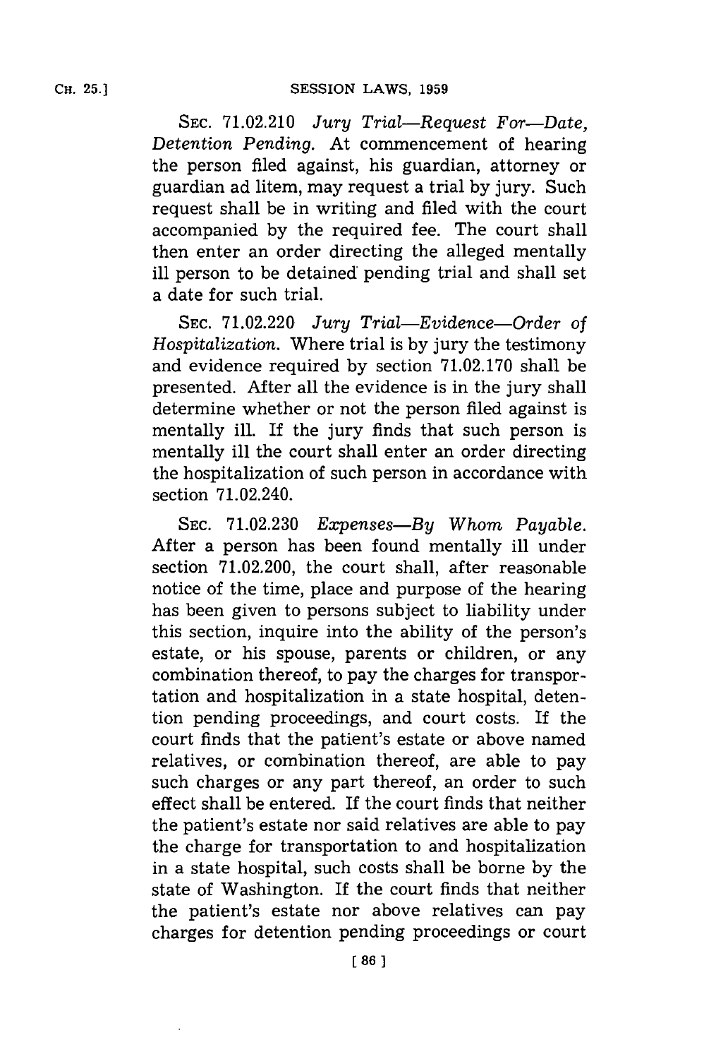SEC. 71.02.210 *Jury Trial—Request For—Date, Detention Pending.* At commencement of hearing the person filed against, his guardian, attorney or guardian ad litem, may request a trial by jury. Such request shall be in writing and filed with the court accompanied by the required fee. The court shall then enter an order directing the alleged mentally ill person to be detained pending trial and shall set a date for such trial.

SEC. 71.02.220 *Jury Trial—Evidence—Order of Hospitalization.* Where trial is by jury the testimony and evidence required by section 71.02.170 shall be presented. After all the evidence is in the jury shall determine whether or not the person filed against is mentally ill. If the jury finds that such person is mentally ill the court shall enter an order directing the hospitalization of such person in accordance with section 71.02.240.

SEC. 71.02.230 *Expenses—By Whom Payable.* After a person has been found mentally ill under section 71.02.200, the court shall, after reasonable notice of the time, place and purpose of the hearing has been given to persons subject to liability under this section, inquire into the ability of the person's estate, or his spouse, parents or children, or any combination thereof, to pay the charges for transportation and hospitalization in a state hospital, detention pending proceedings, and court costs. If the court finds that the patient's estate or above named relatives, or combination thereof, are able to pay such charges or any part thereof, an order to such effect shall be entered. If the court finds that neither the patient's estate nor said relatives are able to pay the charge for transportation to and hospitalization in a state hospital, such costs shall be borne by the state of Washington. If the court finds that neither the patient's estate nor above relatives can pay charges for detention pending proceedings or court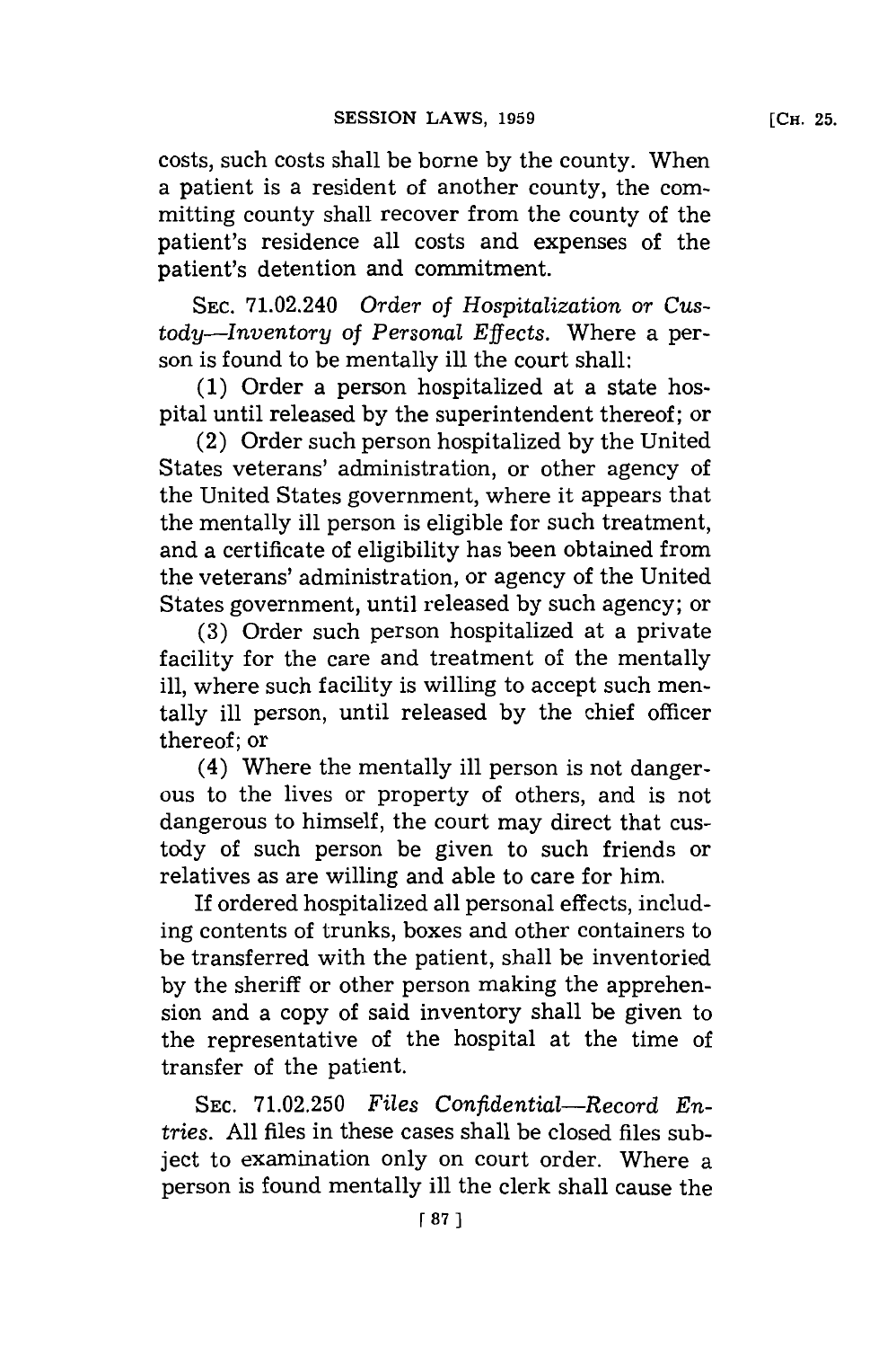costs, such costs shall be borne by the county. When a patient is a resident of another county, the committing county shall recover from the county of the patient's residence all costs and expenses of the patient's detention and commitment.

SEC. 71.02.240 *Order of Hospitalization or Custody—Inventory of Personal Effects.* Where a person is found to be mentally ill the court shall:

(1) Order a person hospitalized at a state hospital until released by the superintendent thereof; or

(2) Order such person hospitalized by the United States veterans' administration, or other agency of the United States government, where it appears that the mentally ill person is eligible for such treatment, and a certificate of eligibility has been obtained from the veterans' administration, or agency of the United States government, until released by such agency; or

(3) Order such person hospitalized at a private facility for the care and treatment of the mentally ill, where such facility is willing to accept such mentally ill person, until released by the chief officer thereof; or

(4) Where the mentally ill person is not dangerous to the lives or property of others, and is not dangerous to himself, the court may direct that custody of such person be given to such friends or relatives as are willing and able to care for him.

If ordered hospitalized all personal effects, including contents of trunks, boxes and other containers to be transferred with the patient, shall be inventoried by the sheriff or other person making the apprehension and a copy of said inventory shall be given to the representative of the hospital at the time of transfer of the patient.

SEC. 71.02.250 *Files Confidential—Record Entries.* All files in these cases shall be closed files subject to examination only on court order. Where a person is found mentally ill the clerk shall cause the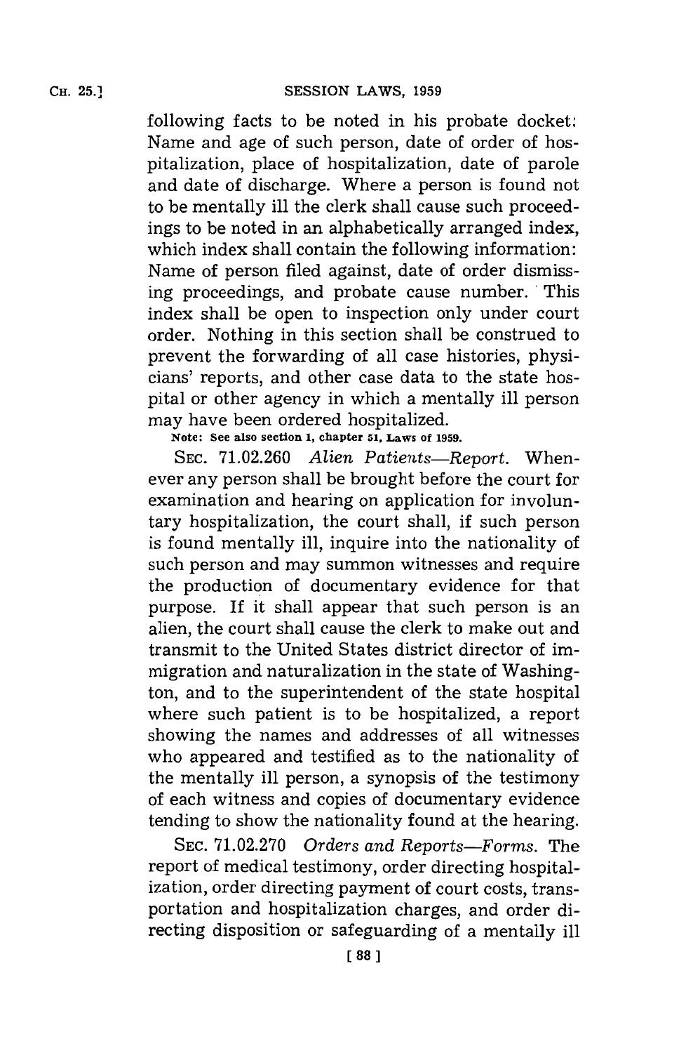following facts to be noted in his probate docket: Name and age of such person, date of order of hospitalization, place of hospitalization, date of parole and date of discharge. Where a person is found not to be mentally ill the clerk shall cause such proceedings to be noted in an alphabetically arranged index, which index shall contain the following information: Name of person filed against, date of order dismissing proceedings, and probate cause number. This index shall be open to inspection only under court order. Nothing in this section shall be construed to prevent the forwarding of all case histories, physicians' reports, and other case data to the state hospital or other agency in which a mentally ill person may have been ordered hospitalized.

**Note: See also section 1, chapter 51, Laws of 1959.**

SEC. 71.02.260 *Alien Patients—Report.* Whenever any person shall be brought before the court for examination and hearing on application for involuntary hospitalization, the court shall, if such person is found mentally ill, inquire into the nationality of such person and may summon witnesses and require the production of documentary evidence for that purpose. If it shall appear that such person is an alien, the court shall cause the clerk to make out and transmit to the United States district director of immigration and naturalization in the state of Washington, and to the superintendent of the state hospital where such patient is to be hospitalized, a report showing the names and addresses of all witnesses who appeared and testified as to the nationality of the mentally ill person, a synopsis of the testimony of each witness and copies of documentary evidence tending to show the nationality found at the hearing.

SEC. 71.02.270 *Orders and Reports—Forms.* The report of medical testimony, order directing hospitalization, order directing payment of court costs, transportation and hospitalization charges, and order directing disposition or safeguarding of a mentally ill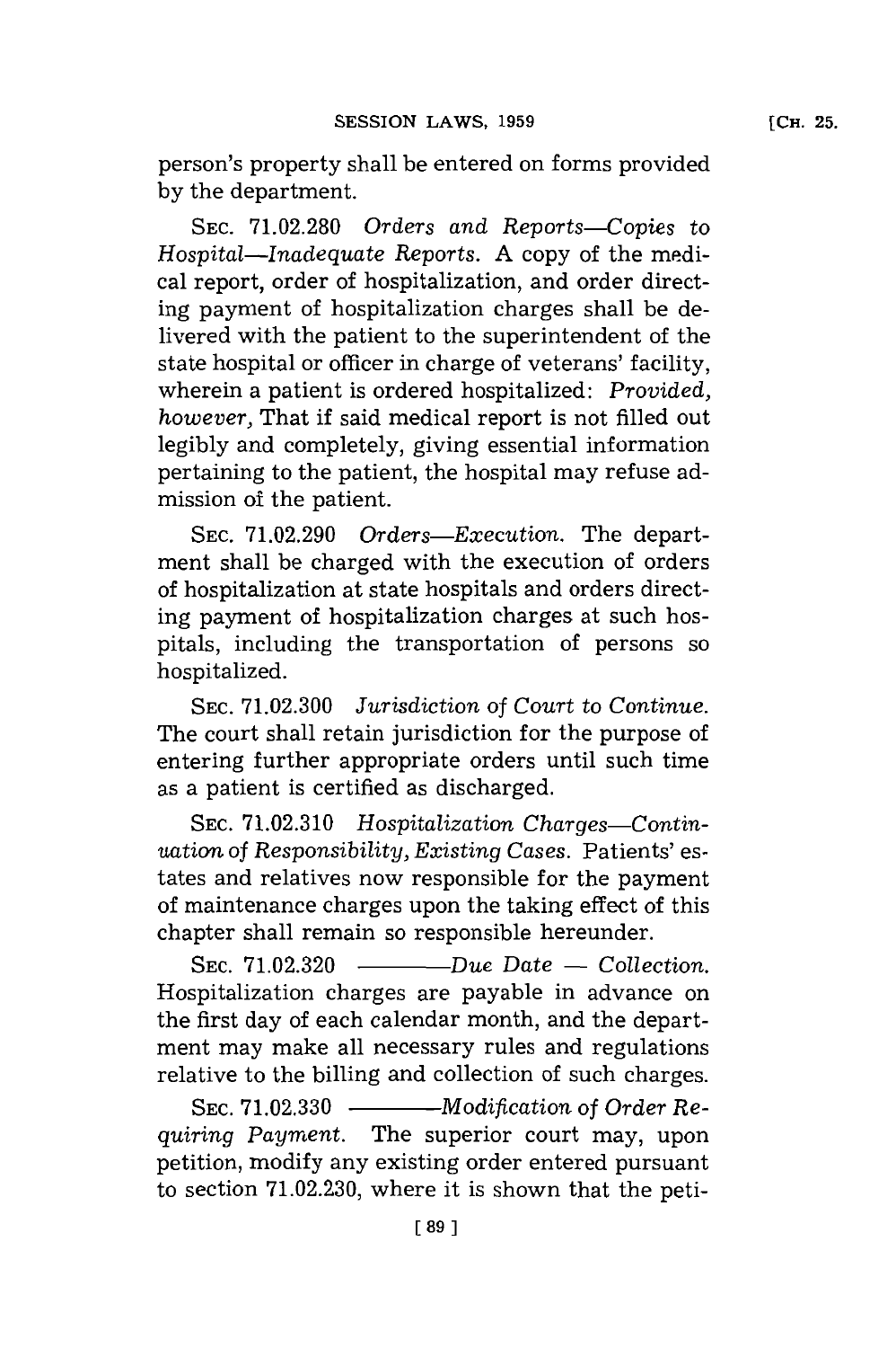person's property shall be entered on forms provided by the department.

SEC. 71.02.280 *Orders and Reports—Copies to Hospital—Inadequate Reports.* A copy of the medical report, order of hospitalization, and order directing payment of hospitalization charges shall be delivered with the patient to the superintendent of the state hospital or officer in charge of veterans' facility, wherein a patient is ordered hospitalized: *Provided, however,* That if said medical report is not filled out legibly and completely, giving essential information pertaining to the patient, the hospital may refuse admission of the patient.

SEC. 71.02.290 *Orders—Execution.* The department shall be charged with the execution of orders of hospitalization at state hospitals and orders directing payment of hospitalization charges at such hospitals, including the transportation of persons so hospitalized.

SEC. 71.02.300 *Jurisdiction of Court to Continue.* The court shall retain jurisdiction for the purpose of entering further appropriate orders until such time as a patient is certified as discharged.

SEC. 71.02.310 *Hospitalization Charges—Continuation of Responsibility, Existing Cases.* Patients' estates and relatives now responsible for the payment of maintenance charges upon the taking effect of this chapter shall remain so responsible hereunder.

SEC. 71.02.320 ———*Due Date — Collection.* Hospitalization charges are payable in advance on the first day of each calendar month, and the department may make all necessary rules and regulations relative to the billing and collection of such charges.

SEC. 71.02.330 ———*Modification of Order Requiring Payment.* The superior court may, upon petition, modify any existing order entered pursuant to section 71.02.230, where it is shown that the peti-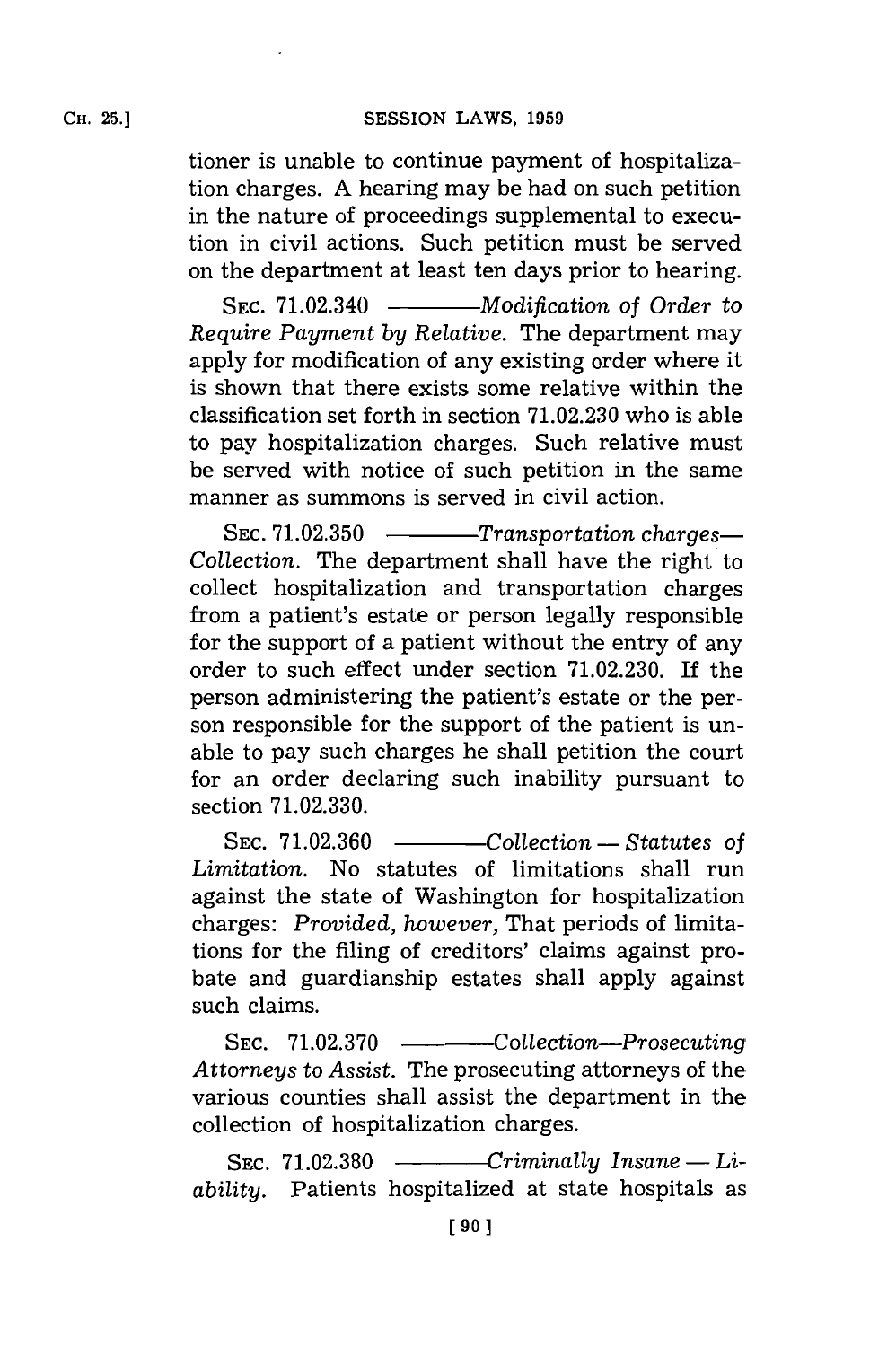tioner is unable to continue payment of hospitalization charges. A hearing may be had on such petition in the nature of proceedings supplemental to execution in civil actions. Such petition must be served on the department at least ten days prior to hearing.

SEC. 71.02.340 ———*Modification of Order to Require Payment by Relative.* The department may apply for modification of any existing order where it is shown that there exists some relative within the classification set forth in section 71.02.230 who is able to pay hospitalization charges. Such relative must be served with notice of such petition in the same manner as summons is served in civil action.

SEC. 71.02.350 ———*Transportation charges—Collection.* The department shall have the right to collect hospitalization and transportation charges from a patient's estate or person legally responsible for the support of a patient without the entry of any order to such effect under section 71.02.230. If the person administering the patient's estate or the person responsible for the support of the patient is unable to pay such charges he shall petition the court for an order declaring such inability pursuant to section 71.02.330.

SEC. 71.02.360 ———*Collection — Statutes of Limitation.* No statutes of limitations shall run against the state of Washington for hospitalization charges: *Provided, however,* That periods of limitations for the filing of creditors' claims against probate and guardianship estates shall apply against such claims.

SEC. 71.02.370 ———*Collection—Prosecuting Attorneys to Assist.* The prosecuting attorneys of the various counties shall assist the department in the collection of hospitalization charges.

SEC. 71.02.380 ———*Criminally Insane — Liability.* Patients hospitalized at state hospitals as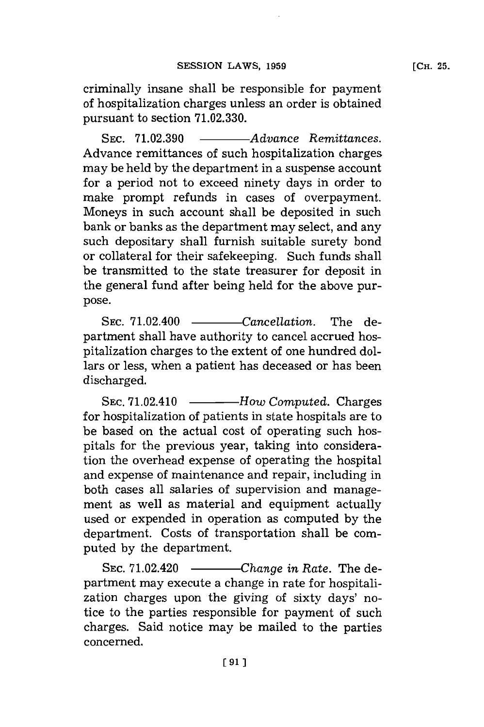criminally insane shall be responsible for payment of hospitalization charges unless an order is obtained pursuant to section 71.02.330.

SEC. 71.02.390 ———*Advance Remittances.* Advance remittances of such hospitalization charges may be held by the department in a suspense account for a period not to exceed ninety days in order to make prompt refunds in cases of overpayment. Moneys in such account shall be deposited in such bank or banks as the department may select, and any such depositary shall furnish suitable surety bond or collateral for their safekeeping. Such funds shall be transmitted to the state treasurer for deposit in the general fund after being held for the above purpose.

SEC. 71.02.400 ———*Cancellation.* The department shall have authority to cancel accrued hospitalization charges to the extent of one hundred dollars or less, when a patient has deceased or has been discharged.

SEC. 71.02.410 ———*How Computed.* Charges for hospitalization of patients in state hospitals are to be based on the actual cost of operating such hospitals for the previous year, taking into consideration the overhead expense of operating the hospital and expense of maintenance and repair, including in both cases all salaries of supervision and management as well as material and equipment actually used or expended in operation as computed by the department. Costs of transportation shall be computed by the department.

SEC. 71.02.420 ———*Change in Rate.* The department may execute a change in rate for hospitalization charges upon the giving of sixty days' notice to the parties responsible for payment of such charges. Said notice may be mailed to the parties concerned.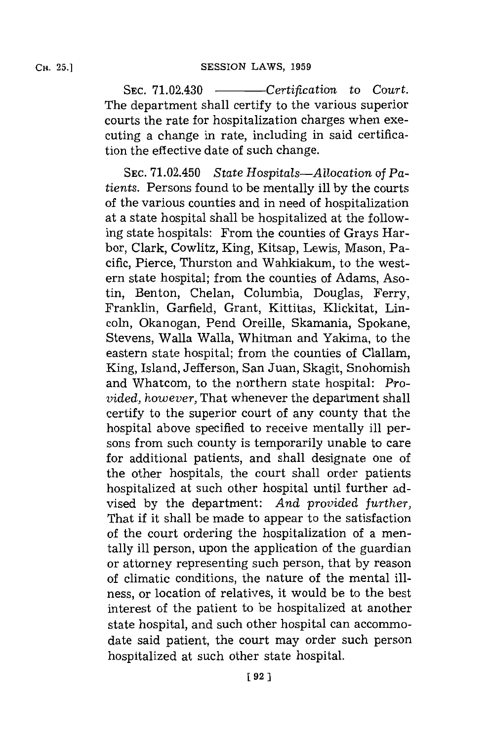SEC. 71.02.430 ———*Certification to Court.* The department shall certify to the various superior courts the rate for hospitalization charges when executing a change in rate, including in said certification the effective date of such change.

SEC. 71.02.450 *State Hospitals—Allocation of Patients.* Persons found to be mentally ill by the courts of the various counties and in need of hospitalization at a state hospital shall be hospitalized at the following state hospitals: From the counties of Grays Harbor, Clark, Cowlitz, King, Kitsap, Lewis, Mason, Pacific, Pierce, Thurston and Wahkiakum, to the western state hospital; from the counties of Adams, Asotin, Benton, Chelan, Columbia, Douglas, Ferry, Franklin, Garfield, Grant, Kittitas, Klickitat, Lincoln, Okanogan, Pend Oreille, Skamania, Spokane, Stevens, Walla Walla, Whitman and Yakima, to the eastern state hospital; from the counties of Clallam, King, Island, Jefferson, San Juan, Skagit, Snohomish and Whatcom, to the northern state hospital: *Provided, however,* That whenever the department shall certify to the superior court of any county that the hospital above specified to receive mentally ill persons from such county is temporarily unable to care for additional patients, and shall designate one of the other hospitals, the court shall order patients hospitalized at such other hospital until further advised by the department: *And provided further,* That if it shall be made to appear to the satisfaction of the court ordering the hospitalization of a mentally ill person, upon the application of the guardian or attorney representing such person, that by reason of climatic conditions, the nature of the mental illness, or location of relatives, it would be to the best interest of the patient to be hospitalized at another state hospital, and such other hospital can accommodate said patient, the court may order such person hospitalized at such other state hospital.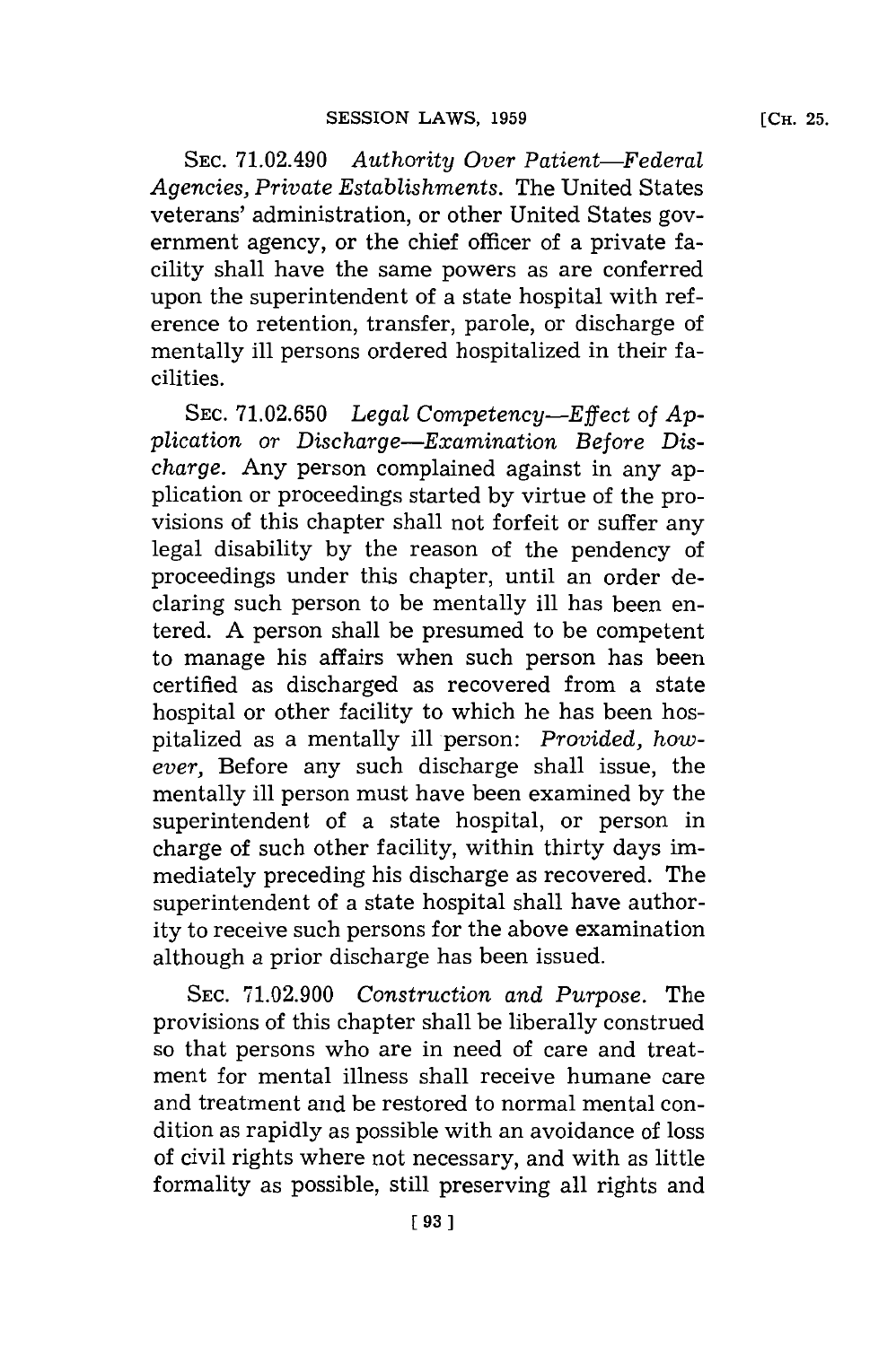SEC. 71.02.490 *Authority Over Patient—Federal Agencies, Private Establishments.* The United States veterans' administration, or other United States government agency, or the chief officer of a private facility shall have the same powers as are conferred upon the superintendent of a state hospital with reference to retention, transfer, parole, or discharge of mentally ill persons ordered hospitalized in their facilities.

SEC. 71.02.650 *Legal Competency—Effect of Application or Discharge—Examination Before Discharge.* Any person complained against in any application or proceedings started by virtue of the provisions of this chapter shall not forfeit or suffer any legal disability by the reason of the pendency of proceedings under this chapter, until an order declaring such person to be mentally ill has been entered. A person shall be presumed to be competent to manage his affairs when such person has been certified as discharged as recovered from a state hospital or other facility to which he has been hospitalized as a mentally ill person: *Provided, however,* Before any such discharge shall issue, the mentally ill person must have been examined by the superintendent of a state hospital, or person in charge of such other facility, within thirty days immediately preceding his discharge as recovered. The superintendent of a state hospital shall have authority to receive such persons for the above examination although a prior discharge has been issued.

SEC. 71.02.900 *Construction and Purpose.* The provisions of this chapter shall be liberally construed so that persons who are in need of care and treatment for mental illness shall receive humane care and treatment and be restored to normal mental condition as rapidly as possible with an avoidance of loss of civil rights where not necessary, and with as little formality as possible, still preserving all rights and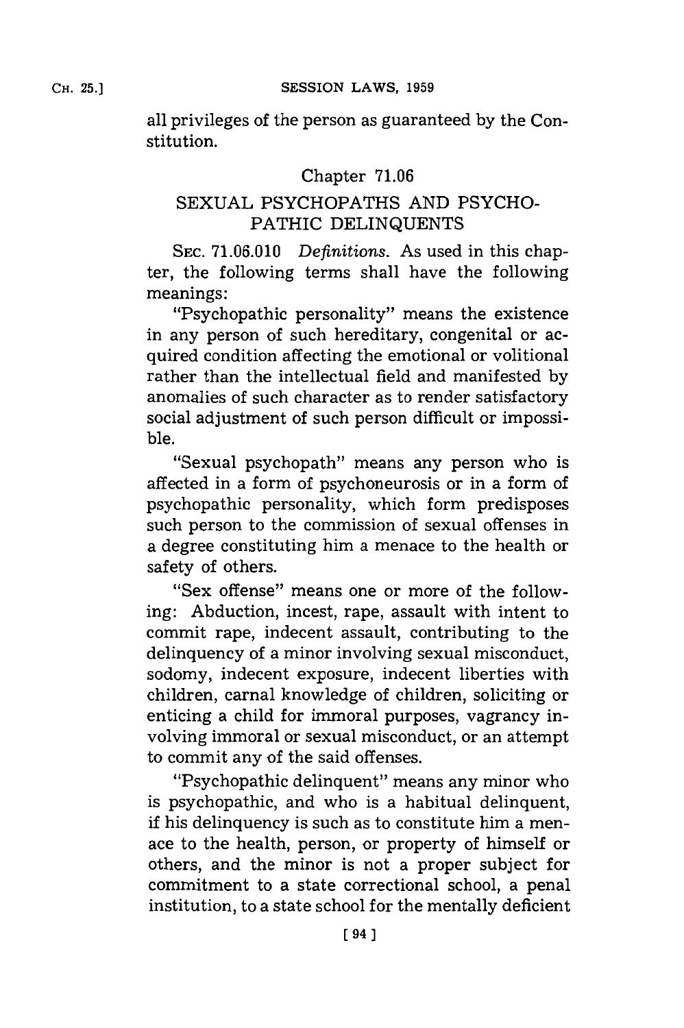all privileges of the person as guaranteed by the Constitution.

## Chapter 71.06

## SEXUAL PSYCHOPATHS AND PSYCHOPATHIC DELINQUENTS

SEC. 71.06.010 *Definitions.* As used in this chapter, the following terms shall have the following meanings:

"Psychopathic personality" means the existence in any person of such hereditary, congenital or acquired condition affecting the emotional or volitional rather than the intellectual field and manifested by anomalies of such character as to render satisfactory social adjustment of such person difficult or impossible.

"Sexual psychopath" means any person who is affected in a form of psychoneurosis or in a form of psychopathic personality, which form predisposes such person to the commission of sexual offenses in a degree constituting him a menace to the health or safety of others.

"Sex offense" means one or more of the following: Abduction, incest, rape, assault with intent to commit rape, indecent assault, contributing to the delinquency of a minor involving sexual misconduct, sodomy, indecent exposure, indecent liberties with children, carnal knowledge of children, soliciting or enticing a child for immoral purposes, vagrancy involving immoral or sexual misconduct, or an attempt to commit any of the said offenses.

"Psychopathic delinquent" means any minor who is psychopathic, and who is a habitual delinquent, if his delinquency is such as to constitute him a menace to the health, person, or property of himself or others, and the minor is not a proper subject for commitment to a state correctional school, a penal institution, to a state school for the mentally deficient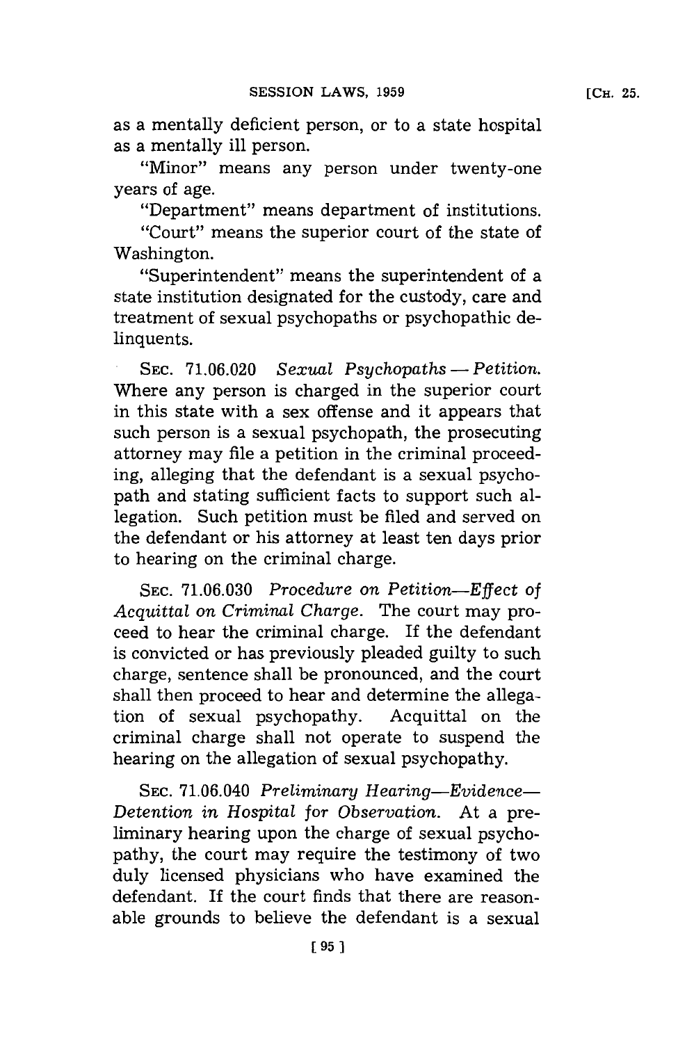as a mentally deficient person, or to a state hospital as a mentally ill person.

"Minor" means any person under twenty-one years of age.

"Department" means department of institutions.

"Court" means the superior court of the state of Washington.

"Superintendent" means the superintendent of a state institution designated for the custody, care and treatment of sexual psychopaths or psychopathic delinquents.

SEC. 71.06.020 *Sexual Psychopaths — Petition.* Where any person is charged in the superior court in this state with a sex offense and it appears that such person is a sexual psychopath, the prosecuting attorney may file a petition in the criminal proceeding, alleging that the defendant is a sexual psychopath and stating sufficient facts to support such allegation. Such petition must be filed and served on the defendant or his attorney at least ten days prior to hearing on the criminal charge.

SEC. 71.06.030 *Procedure on Petition—Effect of Acquittal on Criminal Charge.* The court may proceed to hear the criminal charge. If the defendant is convicted or has previously pleaded guilty to such charge, sentence shall be pronounced, and the court shall then proceed to hear and determine the allegation of sexual psychopathy. Acquittal on the criminal charge shall not operate to suspend the hearing on the allegation of sexual psychopathy.

SEC. 71.06.040 *Preliminary Hearing—Evidence—Detention in Hospital for Observation.* At a preliminary hearing upon the charge of sexual psychopathy, the court may require the testimony of two duly licensed physicians who have examined the defendant. If the court finds that there are reasonable grounds to believe the defendant is a sexual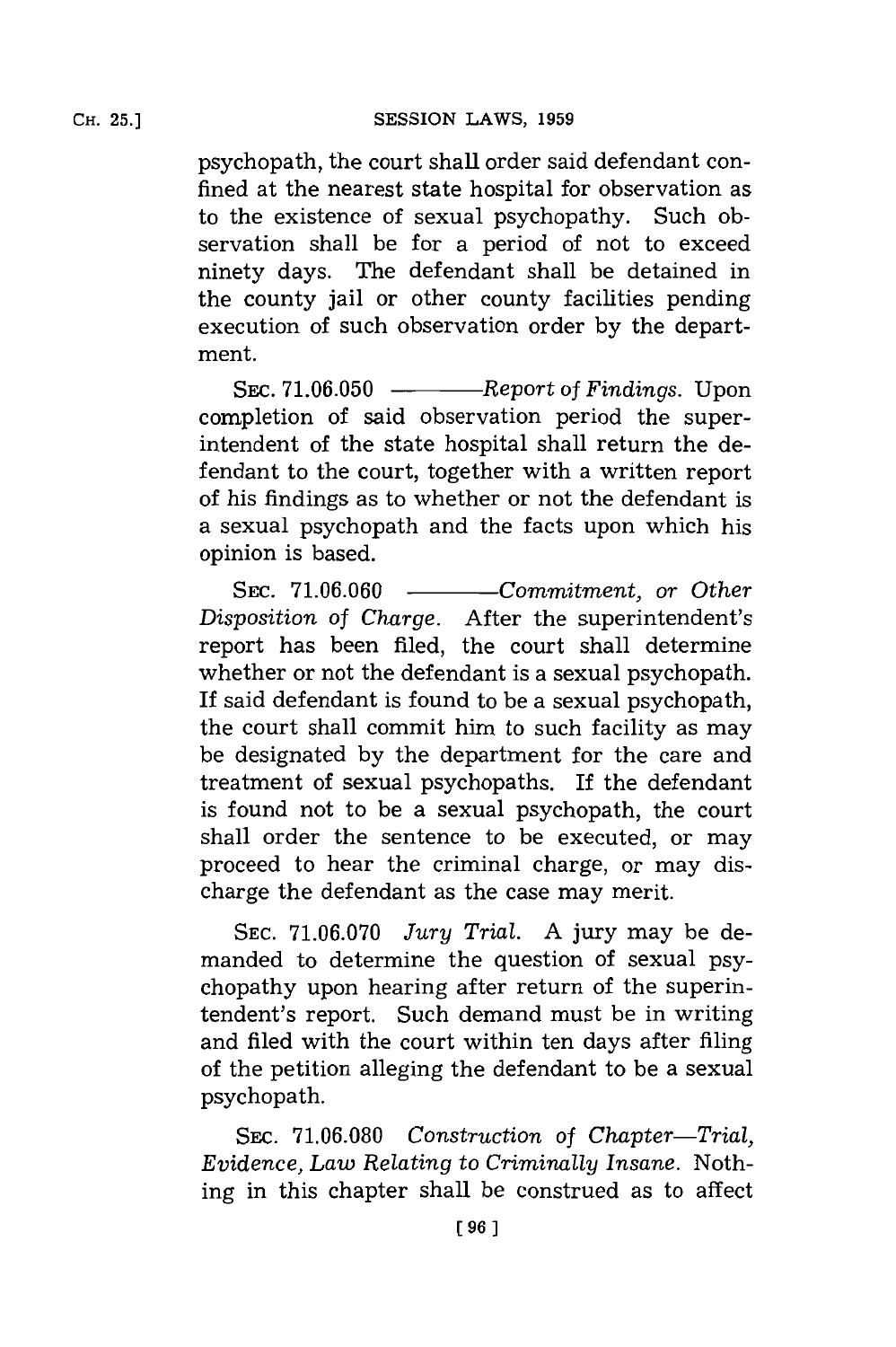psychopath, the court shall order said defendant confined at the nearest state hospital for observation as to the existence of sexual psychopathy. Such observation shall be for a period of not to exceed ninety days. The defendant shall be detained in the county jail or other county facilities pending execution of such observation order by the department.

SEC. 71.06.050 ———— *Report of Findings.* Upon completion of said observation period the superintendent of the state hospital shall return the defendant to the court, together with a written report of his findings as to whether or not the defendant is a sexual psychopath and the facts upon which his opinion is based.

SEC. 71.06.060 ———— *Commitment, or Other Disposition of Charge.* After the superintendent's report has been filed, the court shall determine whether or not the defendant is a sexual psychopath. If said defendant is found to be a sexual psychopath, the court shall commit him to such facility as may be designated by the department for the care and treatment of sexual psychopaths. If the defendant is found not to be a sexual psychopath, the court shall order the sentence to be executed, or may proceed to hear the criminal charge, or may discharge the defendant as the case may merit.

SEC. 71.06.070 *Jury Trial.* A jury may be demanded to determine the question of sexual psychopathy upon hearing after return of the superintendent's report. Such demand must be in writing and filed with the court within ten days after filing of the petition alleging the defendant to be a sexual psychopath.

SEC. 71.06.080 *Construction of Chapter—Trial, Evidence, Law Relating to Criminally Insane.* Nothing in this chapter shall be construed as to affect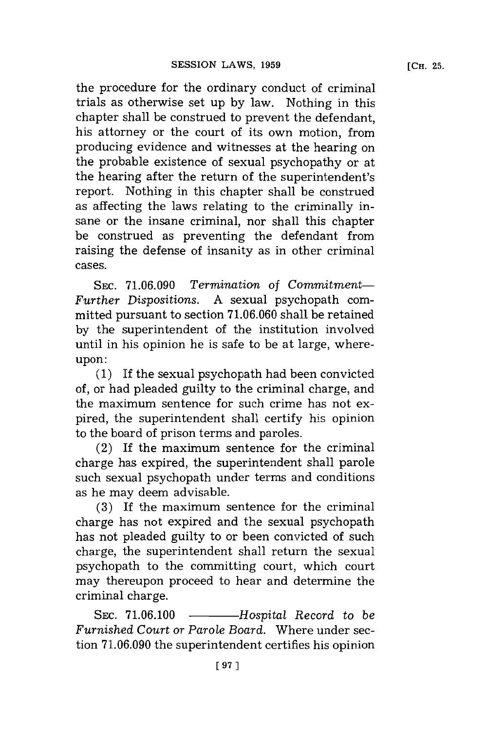the procedure for the ordinary conduct of criminal trials as otherwise set up by law. Nothing in this chapter shall be construed to prevent the defendant, his attorney or the court of its own motion, from producing evidence and witnesses at the hearing on the probable existence of sexual psychopathy or at the hearing after the return of the superintendent's report. Nothing in this chapter shall be construed as affecting the laws relating to the criminally insane or the insane criminal, nor shall this chapter be construed as preventing the defendant from raising the defense of insanity as in other criminal cases.

SEC. 71.06.090 *Termination of Commitment—Further Dispositions.* A sexual psychopath committed pursuant to section 71.06.060 shall be retained by the superintendent of the institution involved until in his opinion he is safe to be at large, whereupon:

(1) If the sexual psychopath had been convicted of, or had pleaded guilty to the criminal charge, and the maximum sentence for such crime has not expired, the superintendent shall certify his opinion to the board of prison terms and paroles.

(2) If the maximum sentence for the criminal charge has expired, the superintendent shall parole such sexual psychopath under terms and conditions as he may deem advisable.

(3) If the maximum sentence for the criminal charge has not expired and the sexual psychopath has not pleaded guilty to or been convicted of such charge, the superintendent shall return the sexual psychopath to the committing court, which court may thereupon proceed to hear and determine the criminal charge.

SEC. 71.06.100 ———*Hospital Record to be Furnished Court or Parole Board.* Where under section 71.06.090 the superintendent certifies his opinion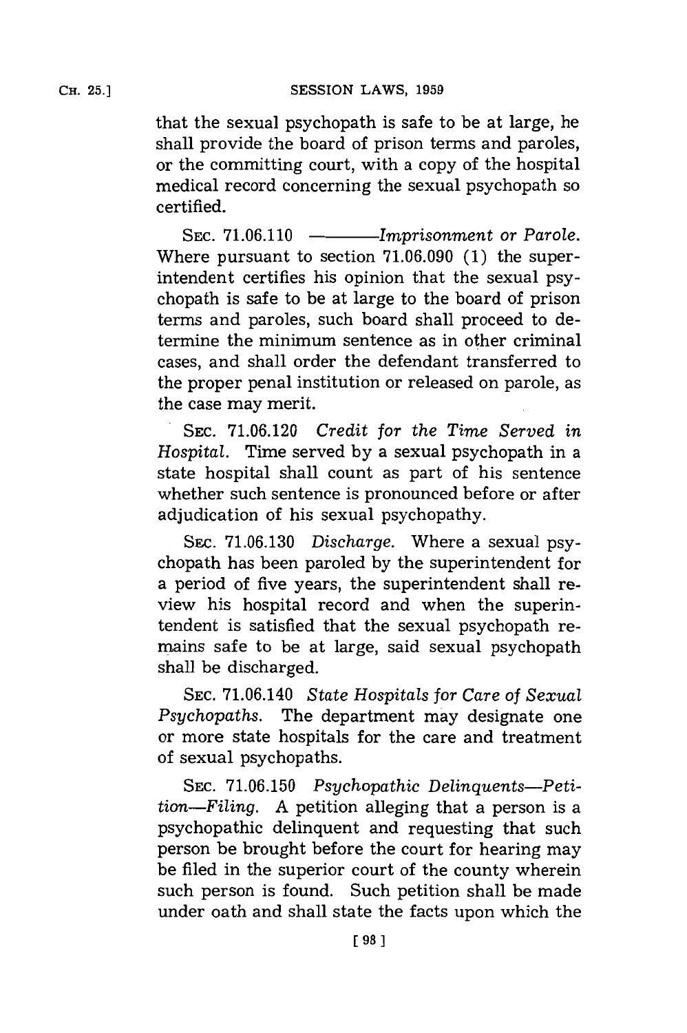that the sexual psychopath is safe to be at large, he shall provide the board of prison terms and paroles, or the committing court, with a copy of the hospital medical record concerning the sexual psychopath so certified.

SEC. 71.06.110 ———— *Imprisonment or Parole.* Where pursuant to section 71.06.090 (1) the superintendent certifies his opinion that the sexual psychopath is safe to be at large to the board of prison terms and paroles, such board shall proceed to determine the minimum sentence as in other criminal cases, and shall order the defendant transferred to the proper penal institution or released on parole, as the case may merit.

SEC. 71.06.120 *Credit for the Time Served in Hospital.* Time served by a sexual psychopath in a state hospital shall count as part of his sentence whether such sentence is pronounced before or after adjudication of his sexual psychopathy.

SEC. 71.06.130 *Discharge.* Where a sexual psychopath has been paroled by the superintendent for a period of five years, the superintendent shall review his hospital record and when the superintendent is satisfied that the sexual psychopath remains safe to be at large, said sexual psychopath shall be discharged.

SEC. 71.06.140 *State Hospitals for Care of Sexual Psychopaths.* The department may designate one or more state hospitals for the care and treatment of sexual psychopaths.

SEC. 71.06.150 *Psychopathic Delinquents—Petition—Filing.* A petition alleging that a person is a psychopathic delinquent and requesting that such person be brought before the court for hearing may be filed in the superior court of the county wherein such person is found. Such petition shall be made under oath and shall state the facts upon which the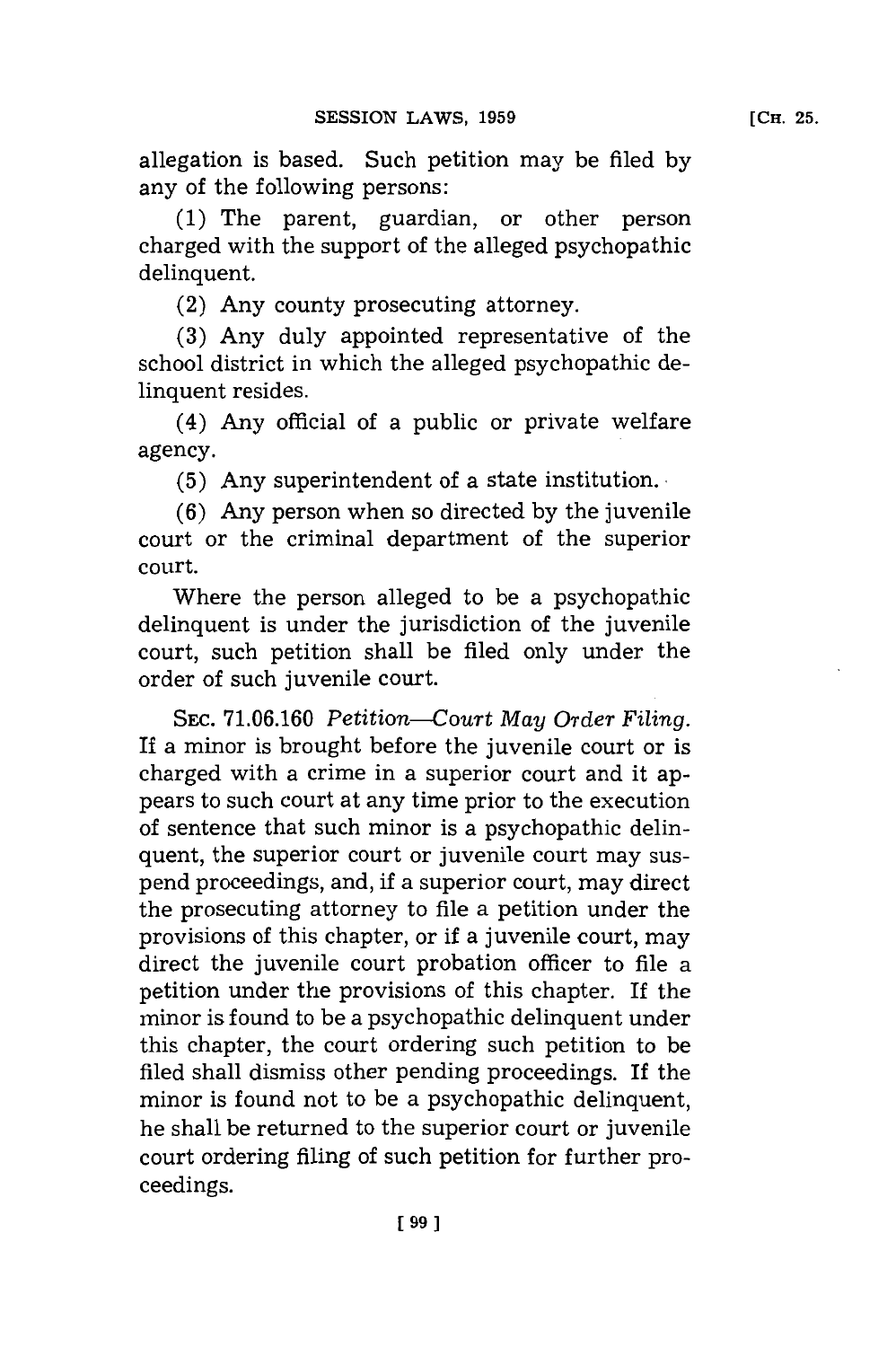allegation is based. Such petition may be filed by any of the following persons:

(1) The parent, guardian, or other person charged with the support of the alleged psychopathic delinquent.

(2) Any county prosecuting attorney.

(3) Any duly appointed representative of the school district in which the alleged psychopathic delinquent resides.

(4) Any official of a public or private welfare agency.

(5) Any superintendent of a state institution.

(6) Any person when so directed by the juvenile court or the criminal department of the superior court.

Where the person alleged to be a psychopathic delinquent is under the jurisdiction of the juvenile court, such petition shall be filed only under the order of such juvenile court.

SEC. 71.06.160 *Petition—Court May Order Filing.* If a minor is brought before the juvenile court or is charged with a crime in a superior court and it appears to such court at any time prior to the execution of sentence that such minor is a psychopathic delinquent, the superior court or juvenile court may suspend proceedings, and, if a superior court, may direct the prosecuting attorney to file a petition under the provisions of this chapter, or if a juvenile court, may direct the juvenile court probation officer to file a petition under the provisions of this chapter. If the minor is found to be a psychopathic delinquent under this chapter, the court ordering such petition to be filed shall dismiss other pending proceedings. If the minor is found not to be a psychopathic delinquent, he shall be returned to the superior court or juvenile court ordering filing of such petition for further proceedings.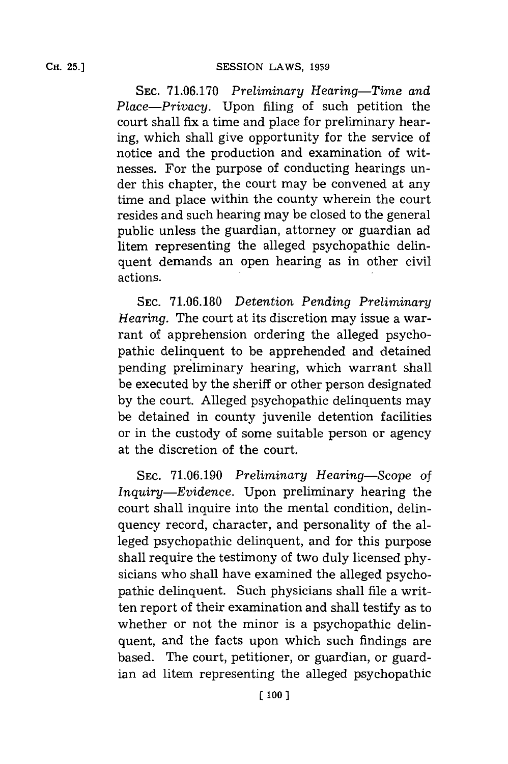SEC. 71.06.170 *Preliminary Hearing—Time and Place—Privacy.* Upon filing of such petition the court shall fix a time and place for preliminary hearing, which shall give opportunity for the service of notice and the production and examination of witnesses. For the purpose of conducting hearings under this chapter, the court may be convened at any time and place within the county wherein the court resides and such hearing may be closed to the general public unless the guardian, attorney or guardian ad litem representing the alleged psychopathic delinquent demands an open hearing as in other civil actions.

SEC. 71.06.180 *Detention Pending Preliminary Hearing.* The court at its discretion may issue a warrant of apprehension ordering the alleged psychopathic delinquent to be apprehended and detained pending preliminary hearing, which warrant shall be executed by the sheriff or other person designated by the court. Alleged psychopathic delinquents may be detained in county juvenile detention facilities or in the custody of some suitable person or agency at the discretion of the court.

SEC. 71.06.190 *Preliminary Hearing—Scope of Inquiry—Evidence.* Upon preliminary hearing the court shall inquire into the mental condition, delinquency record, character, and personality of the alleged psychopathic delinquent, and for this purpose shall require the testimony of two duly licensed physicians who shall have examined the alleged psychopathic delinquent. Such physicians shall file a written report of their examination and shall testify as to whether or not the minor is a psychopathic delinquent, and the facts upon which such findings are based. The court, petitioner, or guardian, or guardian ad litem representing the alleged psychopathic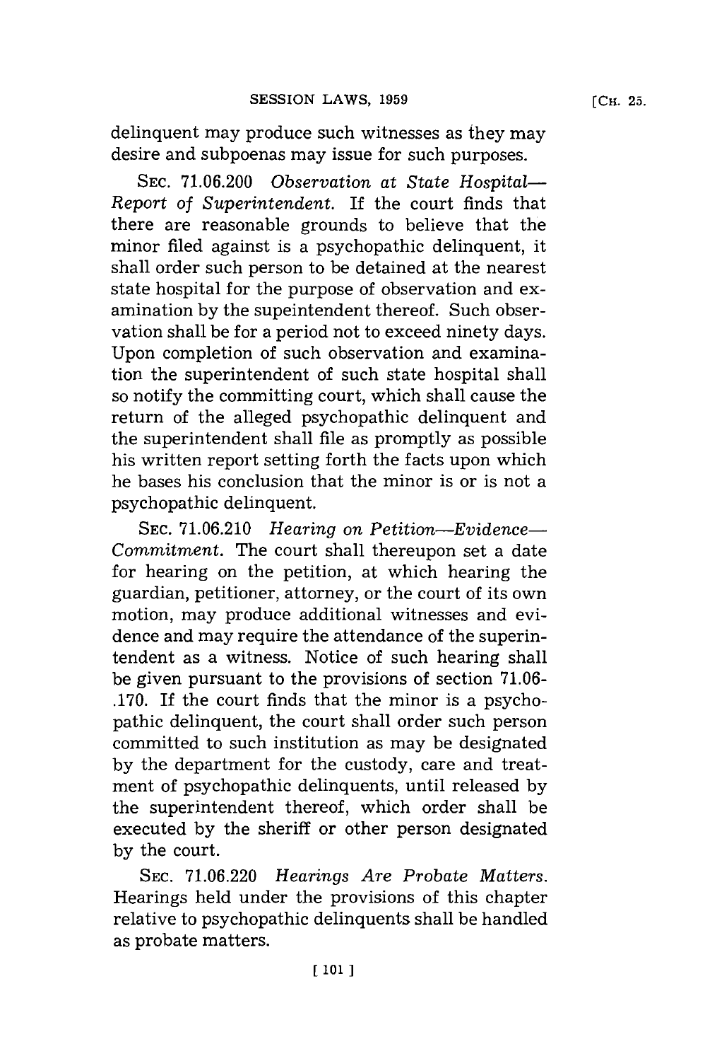delinquent may produce such witnesses as they may desire and subpoenas may issue for such purposes.

SEC. 71.06.200 *Observation at State Hospital—Report of Superintendent.* If the court finds that there are reasonable grounds to believe that the minor filed against is a psychopathic delinquent, it shall order such person to be detained at the nearest state hospital for the purpose of observation and examination by the supeintendent thereof. Such observation shall be for a period not to exceed ninety days. Upon completion of such observation and examination the superintendent of such state hospital shall so notify the committing court, which shall cause the return of the alleged psychopathic delinquent and the superintendent shall file as promptly as possible his written report setting forth the facts upon which he bases his conclusion that the minor is or is not a psychopathic delinquent.

SEC. 71.06.210 *Hearing on Petition—Evidence—Commitment.* The court shall thereupon set a date for hearing on the petition, at which hearing the guardian, petitioner, attorney, or the court of its own motion, may produce additional witnesses and evidence and may require the attendance of the superintendent as a witness. Notice of such hearing shall be given pursuant to the provisions of section 71.06-.170. If the court finds that the minor is a psychopathic delinquent, the court shall order such person committed to such institution as may be designated by the department for the custody, care and treatment of psychopathic delinquents, until released by the superintendent thereof, which order shall be executed by the sheriff or other person designated by the court.

SEC. 71.06.220 *Hearings Are Probate Matters.* Hearings held under the provisions of this chapter relative to psychopathic delinquents shall be handled as probate matters.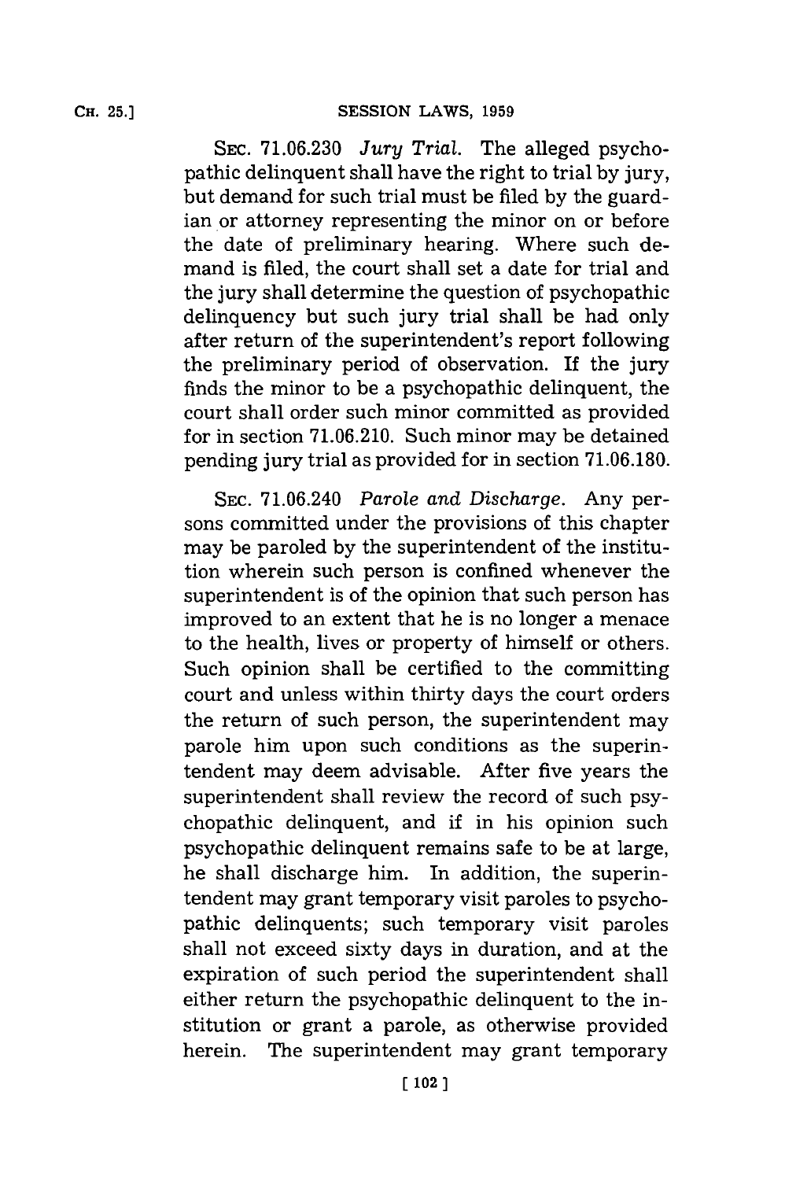SEC. 71.06.230 *Jury Trial.* The alleged psychopathic delinquent shall have the right to trial by jury, but demand for such trial must be filed by the guardian or attorney representing the minor on or before the date of preliminary hearing. Where such demand is filed, the court shall set a date for trial and the jury shall determine the question of psychopathic delinquency but such jury trial shall be had only after return of the superintendent's report following the preliminary period of observation. If the jury finds the minor to be a psychopathic delinquent, the court shall order such minor committed as provided for in section 71.06.210. Such minor may be detained pending jury trial as provided for in section 71.06.180.

SEC. 71.06.240 *Parole and Discharge.* Any persons committed under the provisions of this chapter may be paroled by the superintendent of the institution wherein such person is confined whenever the superintendent is of the opinion that such person has improved to an extent that he is no longer a menace to the health, lives or property of himself or others. Such opinion shall be certified to the committing court and unless within thirty days the court orders the return of such person, the superintendent may parole him upon such conditions as the superintendent may deem advisable. After five years the superintendent shall review the record of such psychopathic delinquent, and if in his opinion such psychopathic delinquent remains safe to be at large, he shall discharge him. In addition, the superintendent may grant temporary visit paroles to psychopathic delinquents; such temporary visit paroles shall not exceed sixty days in duration, and at the expiration of such period the superintendent shall either return the psychopathic delinquent to the institution or grant a parole, as otherwise provided herein. The superintendent may grant temporary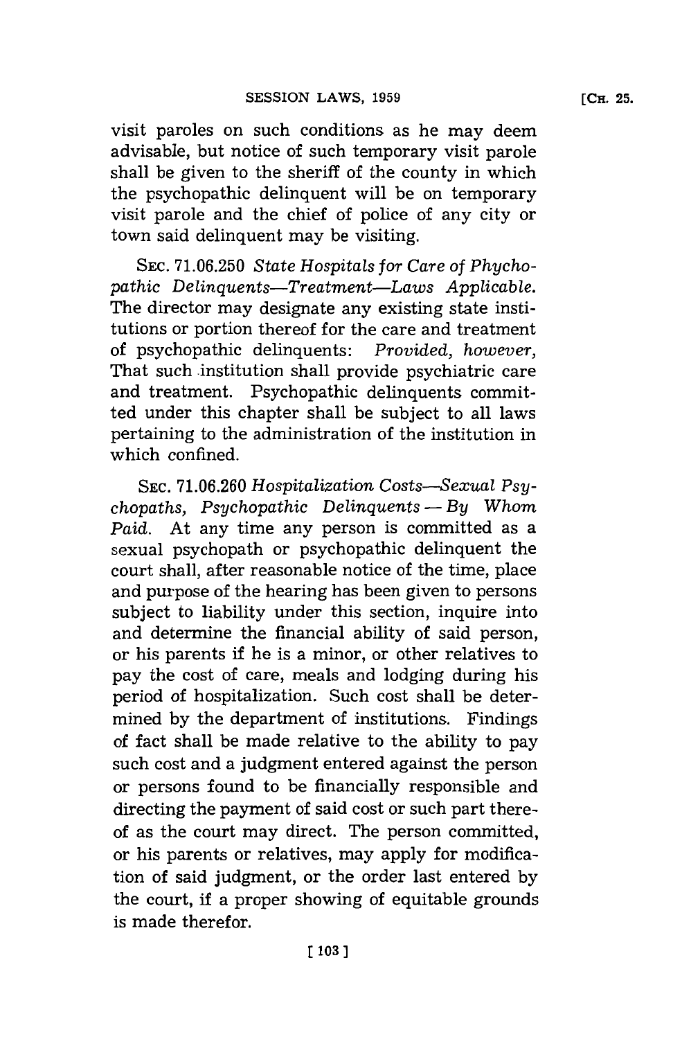visit paroles on such conditions as he may deem advisable, but notice of such temporary visit parole shall be given to the sheriff of the county in which the psychopathic delinquent will be on temporary visit parole and the chief of police of any city or town said delinquent may be visiting.

SEC. 71.06.250 *State Hospitals for Care of Phychopathic Delinquents—Treatment—Laws Applicable.* The director may designate any existing state institutions or portion thereof for the care and treatment of psychopathic delinquents: *Provided, however,* That such institution shall provide psychiatric care and treatment. Psychopathic delinquents committed under this chapter shall be subject to all laws pertaining to the administration of the institution in which confined.

SEC. 71.06.260 *Hospitalization Costs—Sexual Psychopaths, Psychopathic Delinquents — By Whom Paid.* At any time any person is committed as a sexual psychopath or psychopathic delinquent the court shall, after reasonable notice of the time, place and purpose of the hearing has been given to persons subject to liability under this section, inquire into and determine the financial ability of said person, or his parents if he is a minor, or other relatives to pay the cost of care, meals and lodging during his period of hospitalization. Such cost shall be determined by the department of institutions. Findings of fact shall be made relative to the ability to pay such cost and a judgment entered against the person or persons found to be financially responsible and directing the payment of said cost or such part thereof as the court may direct. The person committed, or his parents or relatives, may apply for modification of said judgment, or the order last entered by the court, if a proper showing of equitable grounds is made therefor.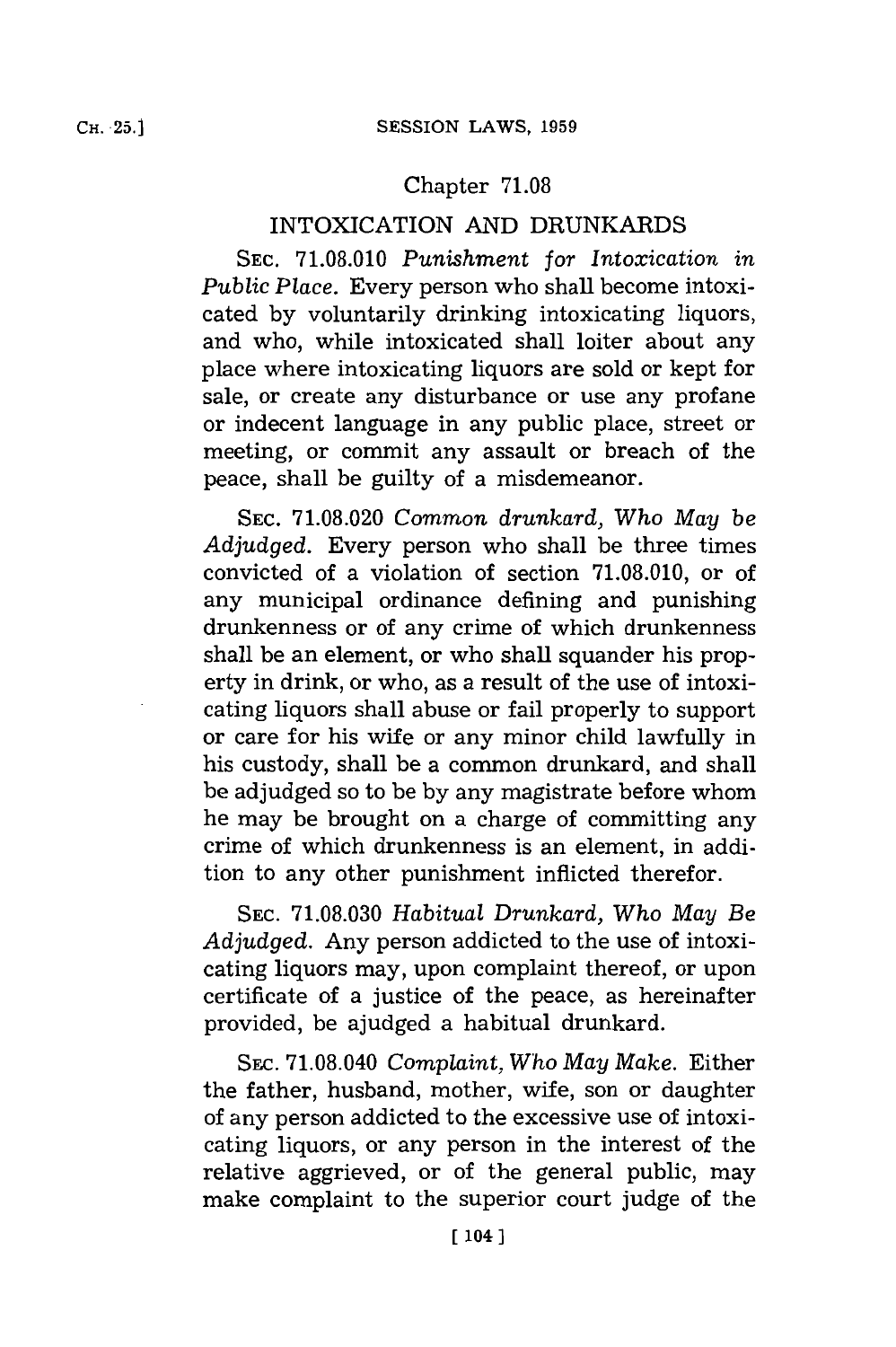## Chapter 71.08

## INTOXICATION AND DRUNKARDS

SEC. 71.08.010 *Punishment for Intoxication in Public Place.* Every person who shall become intoxicated by voluntarily drinking intoxicating liquors, and who, while intoxicated shall loiter about any place where intoxicating liquors are sold or kept for sale, or create any disturbance or use any profane or indecent language in any public place, street or meeting, or commit any assault or breach of the peace, shall be guilty of a misdemeanor.

SEC. 71.08.020 *Common drunkard, Who May be Adjudged.* Every person who shall be three times convicted of a violation of section 71.08.010, or of any municipal ordinance defining and punishing drunkenness or of any crime of which drunkenness shall be an element, or who shall squander his property in drink, or who, as a result of the use of intoxicating liquors shall abuse or fail properly to support or care for his wife or any minor child lawfully in his custody, shall be a common drunkard, and shall be adjudged so to be by any magistrate before whom he may be brought on a charge of committing any crime of which drunkenness is an element, in addition to any other punishment inflicted therefor.

SEC. 71.08.030 *Habitual Drunkard, Who May Be Adjudged.* Any person addicted to the use of intoxicating liquors may, upon complaint thereof, or upon certificate of a justice of the peace, as hereinafter provided, be ajudged a habitual drunkard.

SEC. 71.08.040 *Complaint, Who May Make.* Either the father, husband, mother, wife, son or daughter of any person addicted to the excessive use of intoxicating liquors, or any person in the interest of the relative aggrieved, or of the general public, may make complaint to the superior court judge of the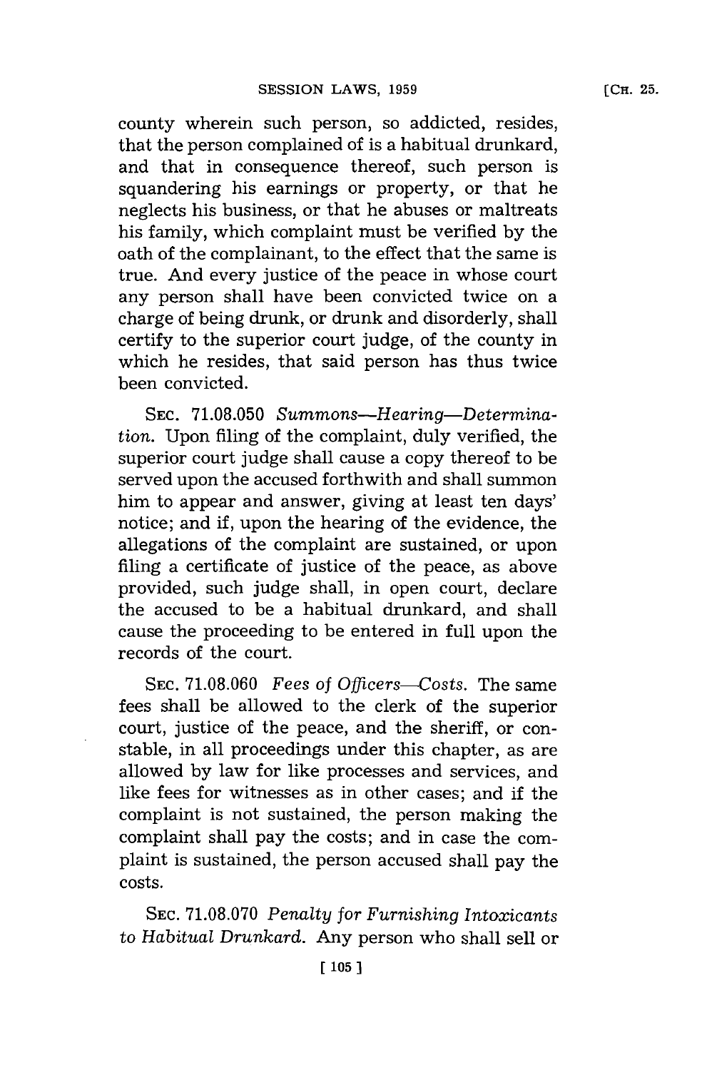county wherein such person, so addicted, resides, that the person complained of is a habitual drunkard, and that in consequence thereof, such person is squandering his earnings or property, or that he neglects his business, or that he abuses or maltreats his family, which complaint must be verified by the oath of the complainant, to the effect that the same is true. And every justice of the peace in whose court any person shall have been convicted twice on a charge of being drunk, or drunk and disorderly, shall certify to the superior court judge, of the county in which he resides, that said person has thus twice been convicted.

SEC. 71.08.050 *Summons—Hearing—Determination.* Upon filing of the complaint, duly verified, the superior court judge shall cause a copy thereof to be served upon the accused forthwith and shall summon him to appear and answer, giving at least ten days' notice; and if, upon the hearing of the evidence, the allegations of the complaint are sustained, or upon filing a certificate of justice of the peace, as above provided, such judge shall, in open court, declare the accused to be a habitual drunkard, and shall cause the proceeding to be entered in full upon the records of the court.

SEC. 71.08.060 *Fees of Officers—Costs.* The same fees shall be allowed to the clerk of the superior court, justice of the peace, and the sheriff, or constable, in all proceedings under this chapter, as are allowed by law for like processes and services, and like fees for witnesses as in other cases; and if the complaint is not sustained, the person making the complaint shall pay the costs; and in case the complaint is sustained, the person accused shall pay the costs.

SEC. 71.08.070 *Penalty for Furnishing Intoxicants to Habitual Drunkard.* Any person who shall sell or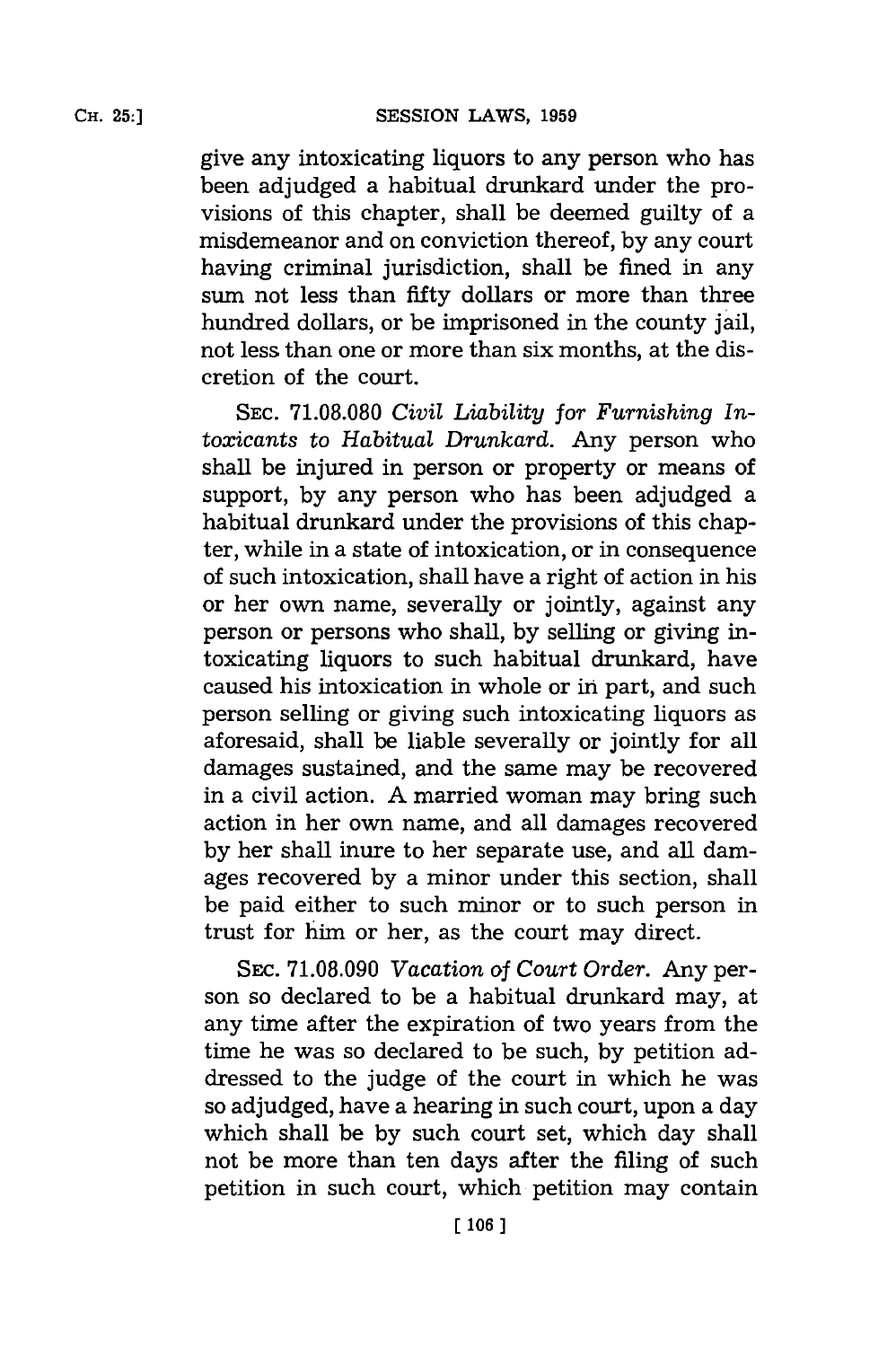give any intoxicating liquors to any person who has been adjudged a habitual drunkard under the provisions of this chapter, shall be deemed guilty of a misdemeanor and on conviction thereof, by any court having criminal jurisdiction, shall be fined in any sum not less than fifty dollars or more than three hundred dollars, or be imprisoned in the county jail, not less than one or more than six months, at the discretion of the court.

SEC. 71.08.080 *Civil Liability for Furnishing Intoxicants to Habitual Drunkard.* Any person who shall be injured in person or property or means of support, by any person who has been adjudged a habitual drunkard under the provisions of this chapter, while in a state of intoxication, or in consequence of such intoxication, shall have a right of action in his or her own name, severally or jointly, against any person or persons who shall, by selling or giving intoxicating liquors to such habitual drunkard, have caused his intoxication in whole or in part, and such person selling or giving such intoxicating liquors as aforesaid, shall be liable severally or jointly for all damages sustained, and the same may be recovered in a civil action. A married woman may bring such action in her own name, and all damages recovered by her shall inure to her separate use, and all damages recovered by a minor under this section, shall be paid either to such minor or to such person in trust for him or her, as the court may direct.

SEC. 71.08.090 *Vacation of Court Order.* Any person so declared to be a habitual drunkard may, at any time after the expiration of two years from the time he was so declared to be such, by petition addressed to the judge of the court in which he was so adjudged, have a hearing in such court, upon a day which shall be by such court set, which day shall not be more than ten days after the filing of such petition in such court, which petition may contain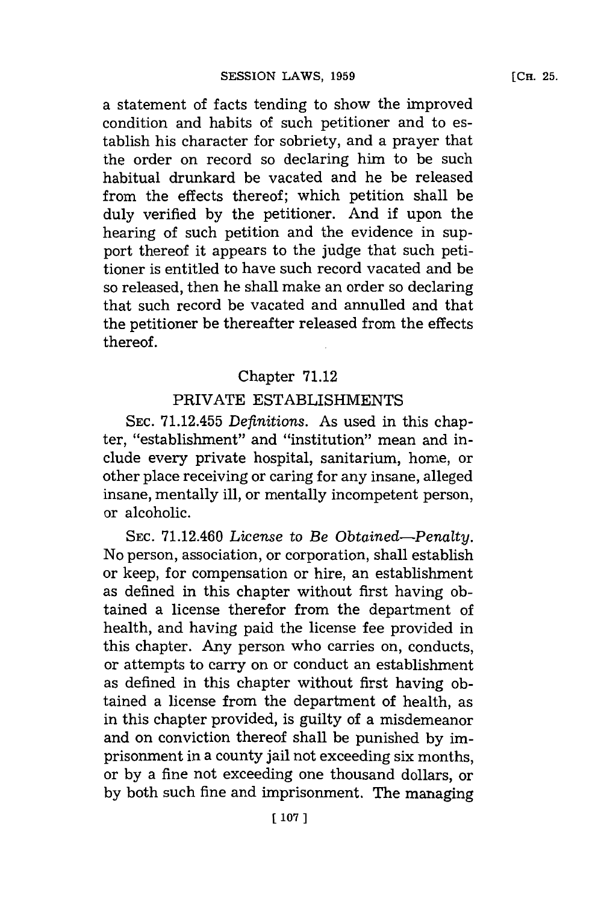a statement of facts tending to show the improved condition and habits of such petitioner and to establish his character for sobriety, and a prayer that the order on record so declaring him to be such habitual drunkard be vacated and he be released from the effects thereof; which petition shall be duly verified by the petitioner. And if upon the hearing of such petition and the evidence in support thereof it appears to the judge that such petitioner is entitled to have such record vacated and be so released, then he shall make an order so declaring that such record be vacated and annulled and that the petitioner be thereafter released from the effects thereof.

## Chapter 71.12

## PRIVATE ESTABLISHMENTS

SEC. 71.12.455 *Definitions.* As used in this chapter, "establishment" and "institution" mean and include every private hospital, sanitarium, home, or other place receiving or caring for any insane, alleged insane, mentally ill, or mentally incompetent person, or alcoholic.

SEC. 71.12.460 *License to Be Obtained—Penalty.* No person, association, or corporation, shall establish or keep, for compensation or hire, an establishment as defined in this chapter without first having obtained a license therefor from the department of health, and having paid the license fee provided in this chapter. Any person who carries on, conducts, or attempts to carry on or conduct an establishment as defined in this chapter without first having obtained a license from the department of health, as in this chapter provided, is guilty of a misdemeanor and on conviction thereof shall be punished by imprisonment in a county jail not exceeding six months, or by a fine not exceeding one thousand dollars, or by both such fine and imprisonment. The managing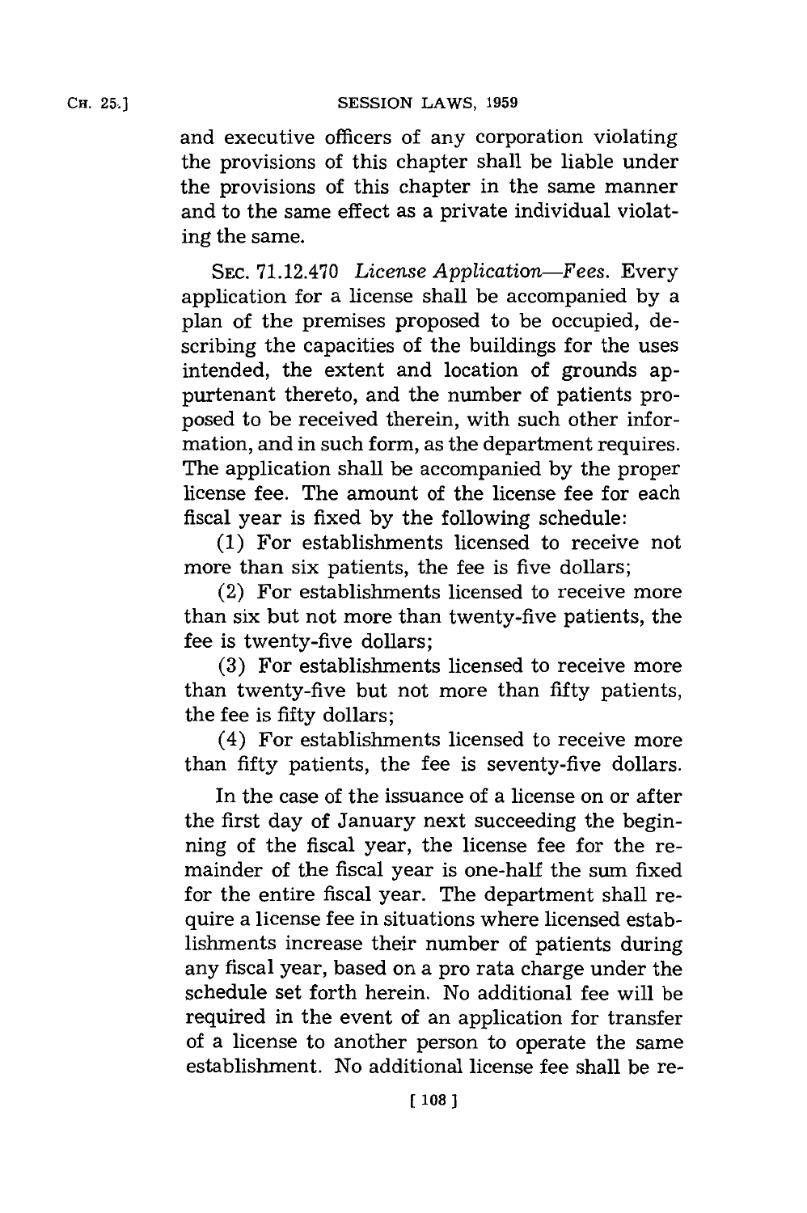and executive officers of any corporation violating the provisions of this chapter shall be liable under the provisions of this chapter in the same manner and to the same effect as a private individual violating the same.

SEC. 71.12.470 *License Application—Fees.* Every application for a license shall be accompanied by a plan of the premises proposed to be occupied, describing the capacities of the buildings for the uses intended, the extent and location of grounds appurtenant thereto, and the number of patients proposed to be received therein, with such other information, and in such form, as the department requires. The application shall be accompanied by the proper license fee. The amount of the license fee for each fiscal year is fixed by the following schedule:

(1) For establishments licensed to receive not more than six patients, the fee is five dollars;

(2) For establishments licensed to receive more than six but not more than twenty-five patients, the fee is twenty-five dollars;

(3) For establishments licensed to receive more than twenty-five but not more than fifty patients, the fee is fifty dollars;

(4) For establishments licensed to receive more than fifty patients, the fee is seventy-five dollars.

In the case of the issuance of a license on or after the first day of January next succeeding the beginning of the fiscal year, the license fee for the remainder of the fiscal year is one-half the sum fixed for the entire fiscal year. The department shall require a license fee in situations where licensed establishments increase their number of patients during any fiscal year, based on a pro rata charge under the schedule set forth herein. No additional fee will be required in the event of an application for transfer of a license to another person to operate the same establishment. No additional license fee shall be re-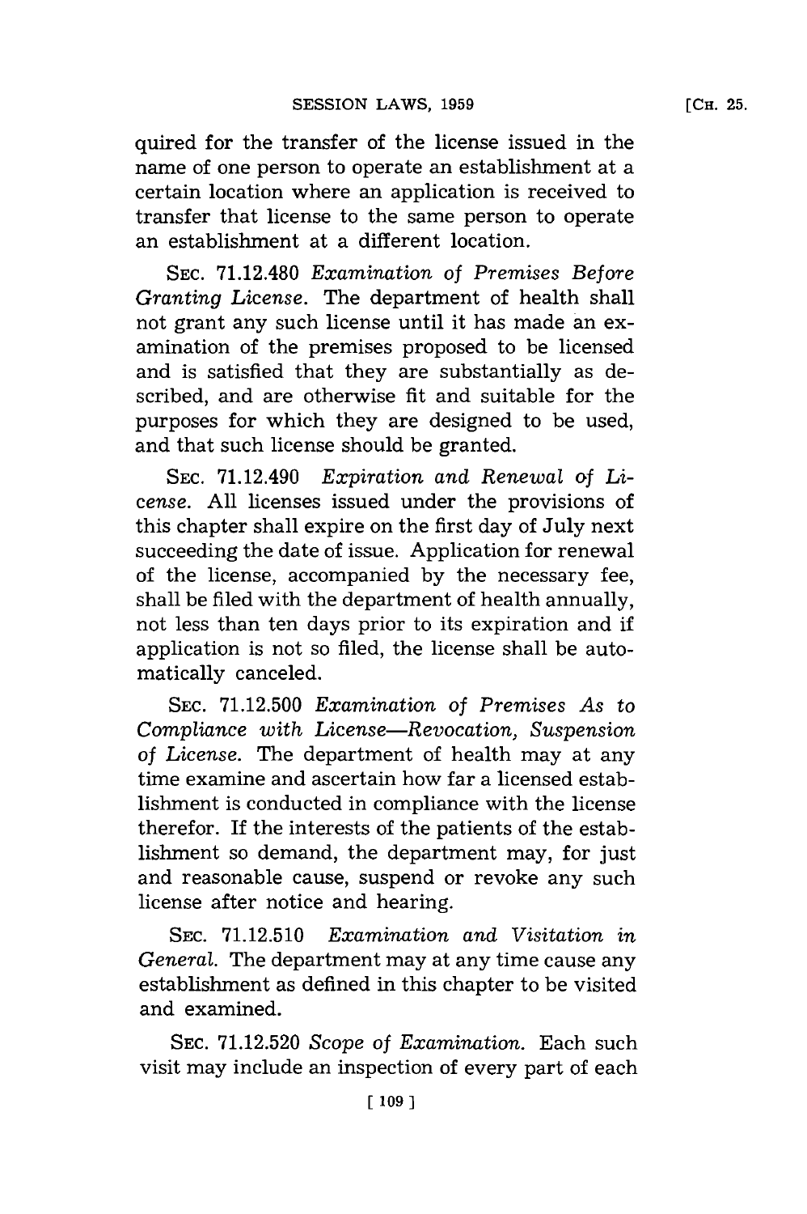quired for the transfer of the license issued in the name of one person to operate an establishment at a certain location where an application is received to transfer that license to the same person to operate an establishment at a different location.

SEC. 71.12.480 *Examination of Premises Before Granting License.* The department of health shall not grant any such license until it has made an examination of the premises proposed to be licensed and is satisfied that they are substantially as described, and are otherwise fit and suitable for the purposes for which they are designed to be used, and that such license should be granted.

SEC. 71.12.490 *Expiration and Renewal of License.* All licenses issued under the provisions of this chapter shall expire on the first day of July next succeeding the date of issue. Application for renewal of the license, accompanied by the necessary fee, shall be filed with the department of health annually, not less than ten days prior to its expiration and if application is not so filed, the license shall be automatically canceled.

SEC. 71.12.500 *Examination of Premises As to Compliance with License—Revocation, Suspension of License.* The department of health may at any time examine and ascertain how far a licensed establishment is conducted in compliance with the license therefor. If the interests of the patients of the establishment so demand, the department may, for just and reasonable cause, suspend or revoke any such license after notice and hearing.

SEC. 71.12.510 *Examination and Visitation in General.* The department may at any time cause any establishment as defined in this chapter to be visited and examined.

SEC. 71.12.520 *Scope of Examination.* Each such visit may include an inspection of every part of each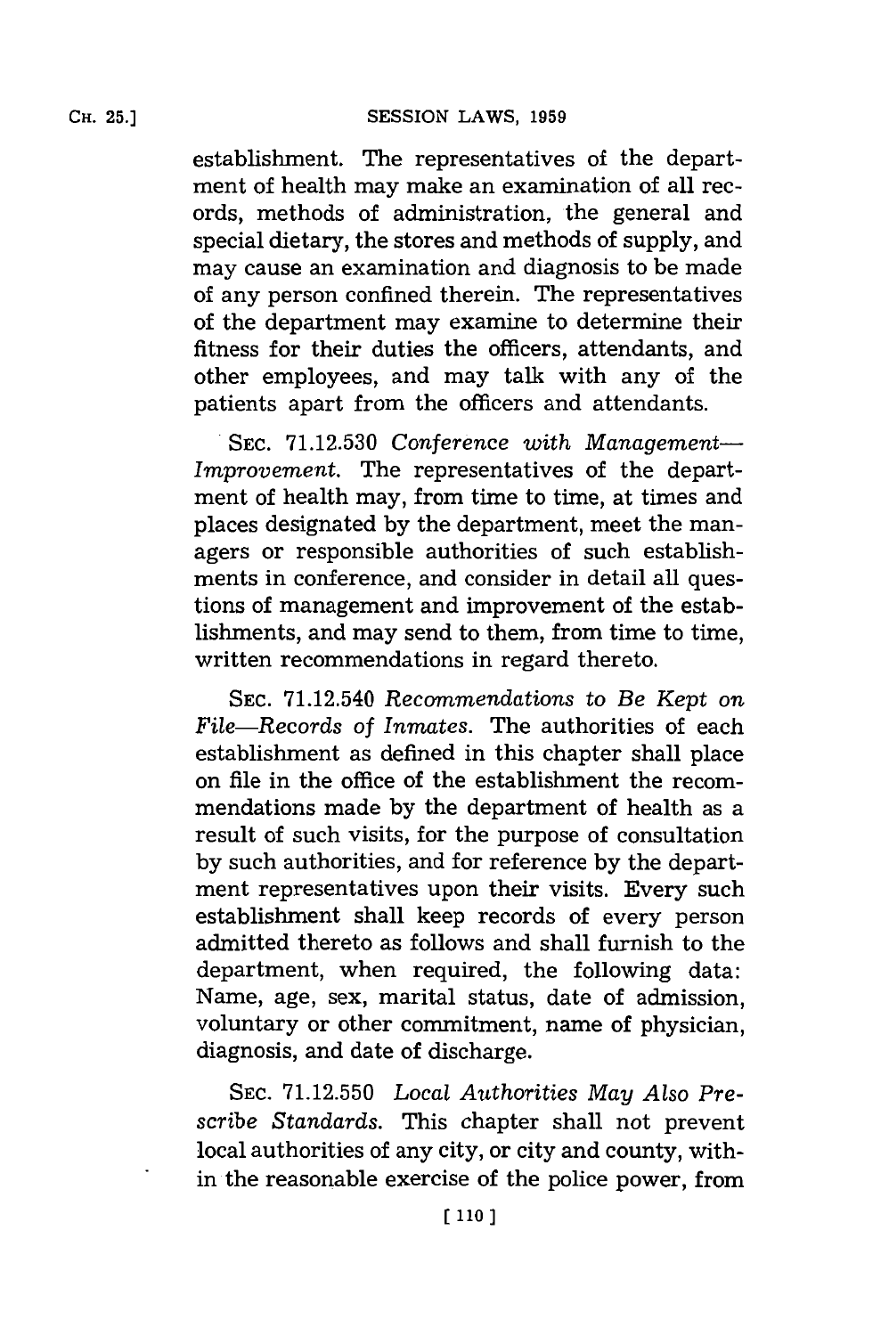establishment. The representatives of the department of health may make an examination of all records, methods of administration, the general and special dietary, the stores and methods of supply, and may cause an examination and diagnosis to be made of any person confined therein. The representatives of the department may examine to determine their fitness for their duties the officers, attendants, and other employees, and may talk with any of the patients apart from the officers and attendants.

SEC. 71.12.530 *Conference with Management—Improvement.* The representatives of the department of health may, from time to time, at times and places designated by the department, meet the managers or responsible authorities of such establishments in conference, and consider in detail all questions of management and improvement of the establishments, and may send to them, from time to time, written recommendations in regard thereto.

SEC. 71.12.540 *Recommendations to Be Kept on File—Records of Inmates.* The authorities of each establishment as defined in this chapter shall place on file in the office of the establishment the recommendations made by the department of health as a result of such visits, for the purpose of consultation by such authorities, and for reference by the department representatives upon their visits. Every such establishment shall keep records of every person admitted thereto as follows and shall furnish to the department, when required, the following data: Name, age, sex, marital status, date of admission, voluntary or other commitment, name of physician, diagnosis, and date of discharge.

SEC. 71.12.550 *Local Authorities May Also Prescribe Standards.* This chapter shall not prevent local authorities of any city, or city and county, within the reasonable exercise of the police power, from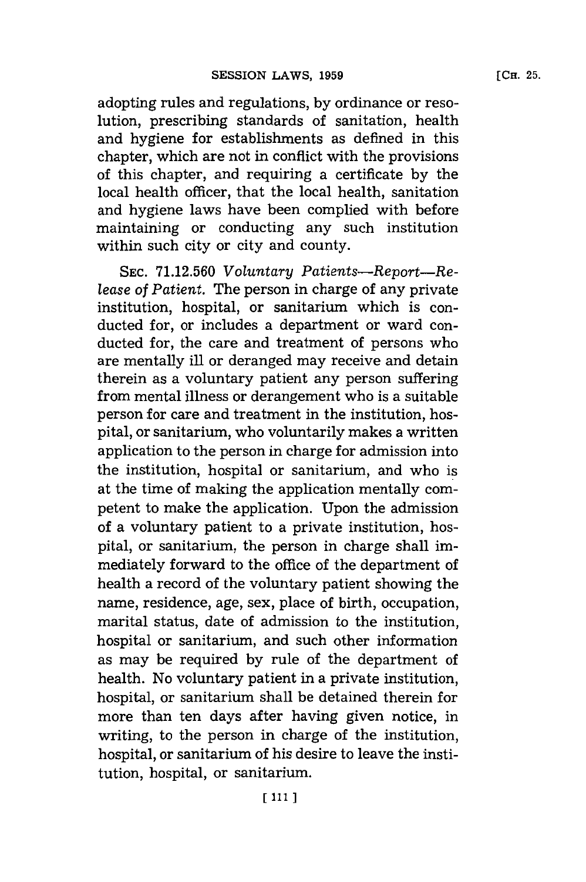adopting rules and regulations, by ordinance or resolution, prescribing standards of sanitation, health and hygiene for establishments as defined in this chapter, which are not in conflict with the provisions of this chapter, and requiring a certificate by the local health officer, that the local health, sanitation and hygiene laws have been complied with before maintaining or conducting any such institution within such city or city and county.

SEC. 71.12.560 *Voluntary Patients—Report—Release of Patient.* The person in charge of any private institution, hospital, or sanitarium which is conducted for, or includes a department or ward conducted for, the care and treatment of persons who are mentally ill or deranged may receive and detain therein as a voluntary patient any person suffering from mental illness or derangement who is a suitable person for care and treatment in the institution, hospital, or sanitarium, who voluntarily makes a written application to the person in charge for admission into the institution, hospital or sanitarium, and who is at the time of making the application mentally competent to make the application. Upon the admission of a voluntary patient to a private institution, hospital, or sanitarium, the person in charge shall immediately forward to the office of the department of health a record of the voluntary patient showing the name, residence, age, sex, place of birth, occupation, marital status, date of admission to the institution, hospital or sanitarium, and such other information as may be required by rule of the department of health. No voluntary patient in a private institution, hospital, or sanitarium shall be detained therein for more than ten days after having given notice, in writing, to the person in charge of the institution, hospital, or sanitarium of his desire to leave the institution, hospital, or sanitarium.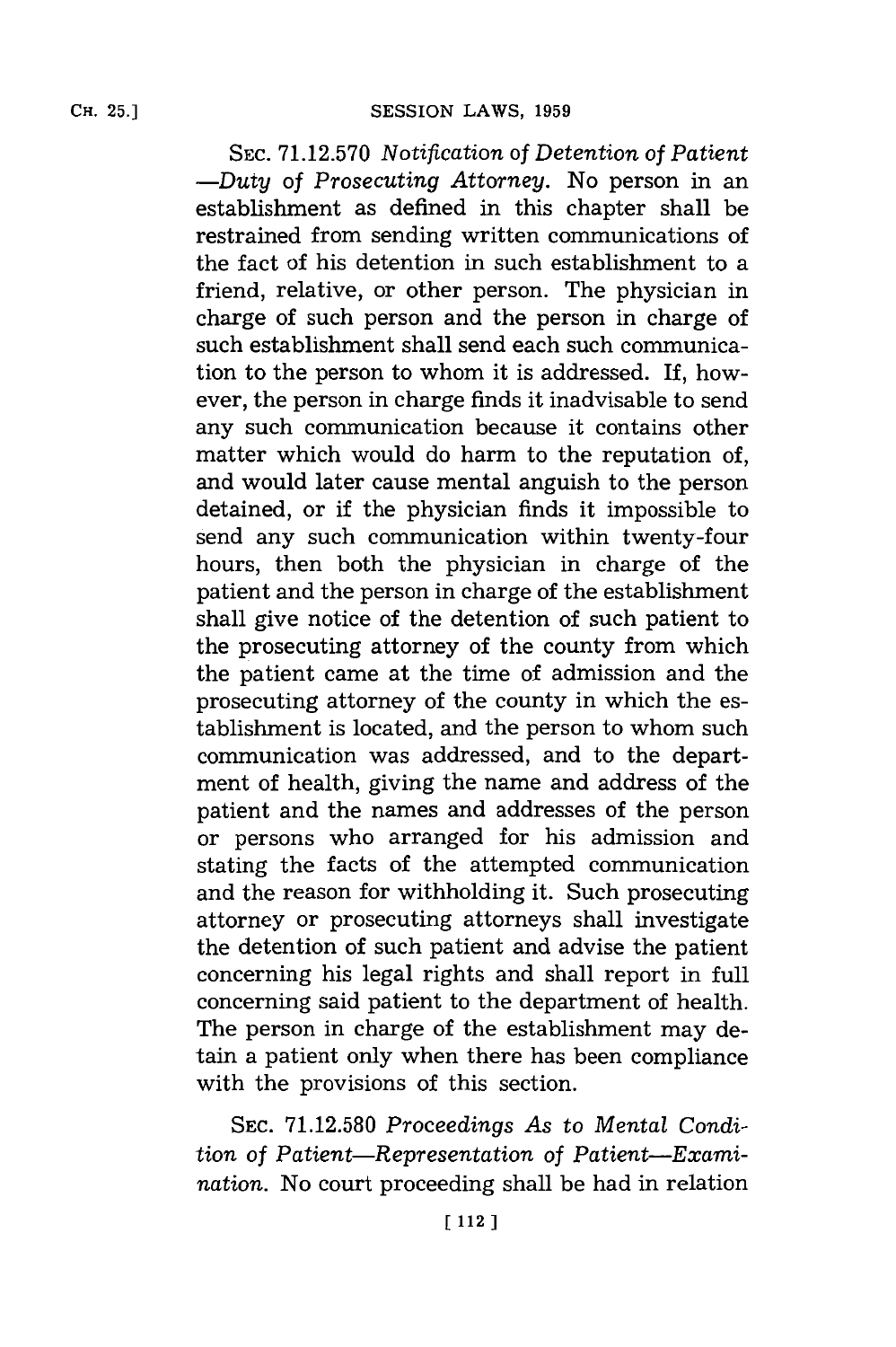SEC. 71.12.570 *Notification of Detention of Patient —Duty of Prosecuting Attorney.* No person in an establishment as defined in this chapter shall be restrained from sending written communications of the fact of his detention in such establishment to a friend, relative, or other person. The physician in charge of such person and the person in charge of such establishment shall send each such communication to the person to whom it is addressed. If, however, the person in charge finds it inadvisable to send any such communication because it contains other matter which would do harm to the reputation of, and would later cause mental anguish to the person detained, or if the physician finds it impossible to send any such communication within twenty-four hours, then both the physician in charge of the patient and the person in charge of the establishment shall give notice of the detention of such patient to the prosecuting attorney of the county from which the patient came at the time of admission and the prosecuting attorney of the county in which the establishment is located, and the person to whom such communication was addressed, and to the department of health, giving the name and address of the patient and the names and addresses of the person or persons who arranged for his admission and stating the facts of the attempted communication and the reason for withholding it. Such prosecuting attorney or prosecuting attorneys shall investigate the detention of such patient and advise the patient concerning his legal rights and shall report in full concerning said patient to the department of health. The person in charge of the establishment may detain a patient only when there has been compliance with the provisions of this section.

SEC. 71.12.580 *Proceedings As to Mental Condition of Patient—Representation of Patient—Examination.* No court proceeding shall be had in relation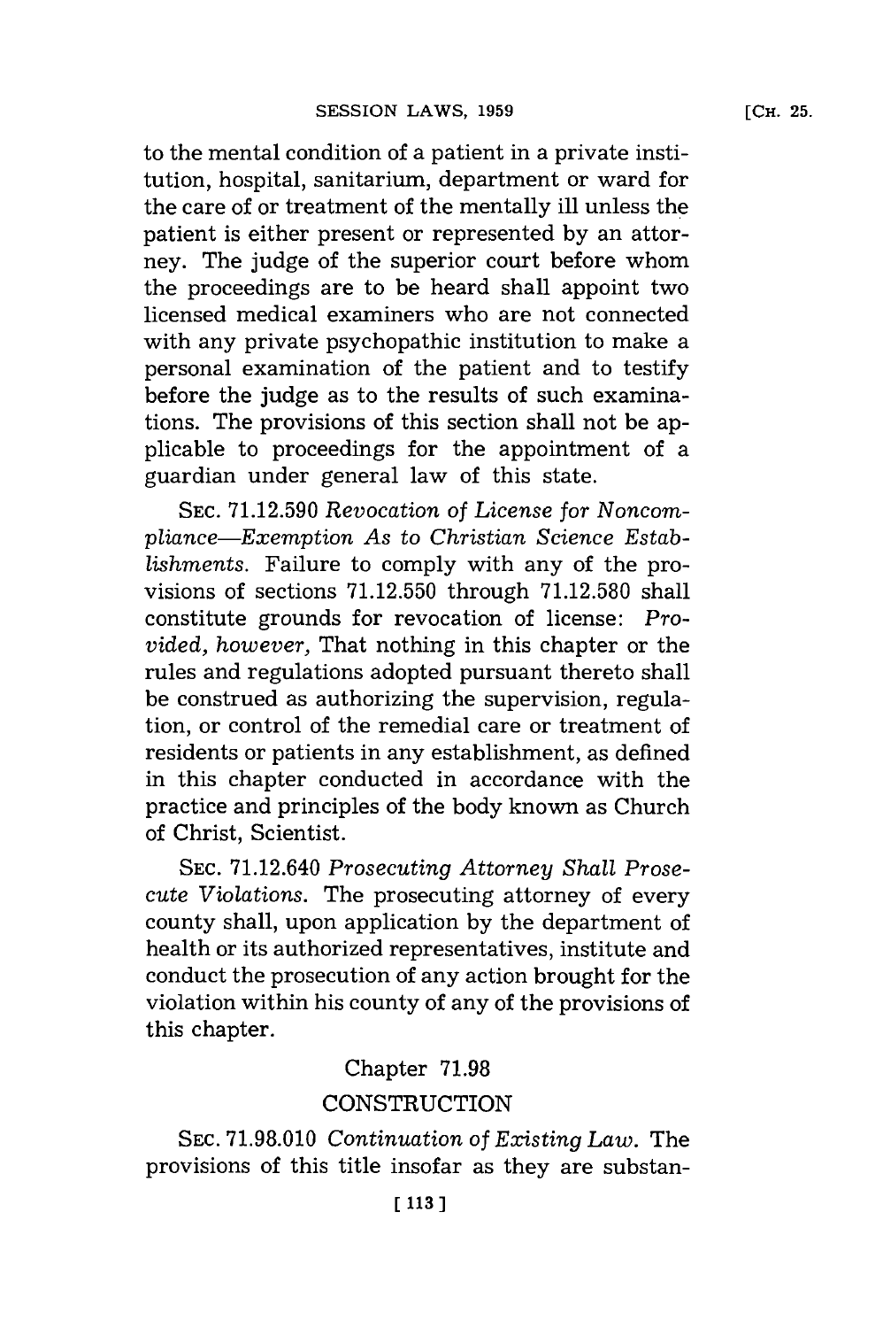to the mental condition of a patient in a private institution, hospital, sanitarium, department or ward for the care of or treatment of the mentally ill unless the patient is either present or represented by an attorney. The judge of the superior court before whom the proceedings are to be heard shall appoint two licensed medical examiners who are not connected with any private psychopathic institution to make a personal examination of the patient and to testify before the judge as to the results of such examinations. The provisions of this section shall not be applicable to proceedings for the appointment of a guardian under general law of this state.

SEC. 71.12.590 *Revocation of License for Noncompliance—Exemption As to Christian Science Establishments.* Failure to comply with any of the provisions of sections 71.12.550 through 71.12.580 shall constitute grounds for revocation of license: *Provided, however,* That nothing in this chapter or the rules and regulations adopted pursuant thereto shall be construed as authorizing the supervision, regulation, or control of the remedial care or treatment of residents or patients in any establishment, as defined in this chapter conducted in accordance with the practice and principles of the body known as Church of Christ, Scientist.

SEC. 71.12.640 *Prosecuting Attorney Shall Prosecute Violations.* The prosecuting attorney of every county shall, upon application by the department of health or its authorized representatives, institute and conduct the prosecution of any action brought for the violation within his county of any of the provisions of this chapter.

## Chapter 71.98

## CONSTRUCTION

SEC. 71.98.010 *Continuation of Existing Law.* The provisions of this title insofar as they are substan-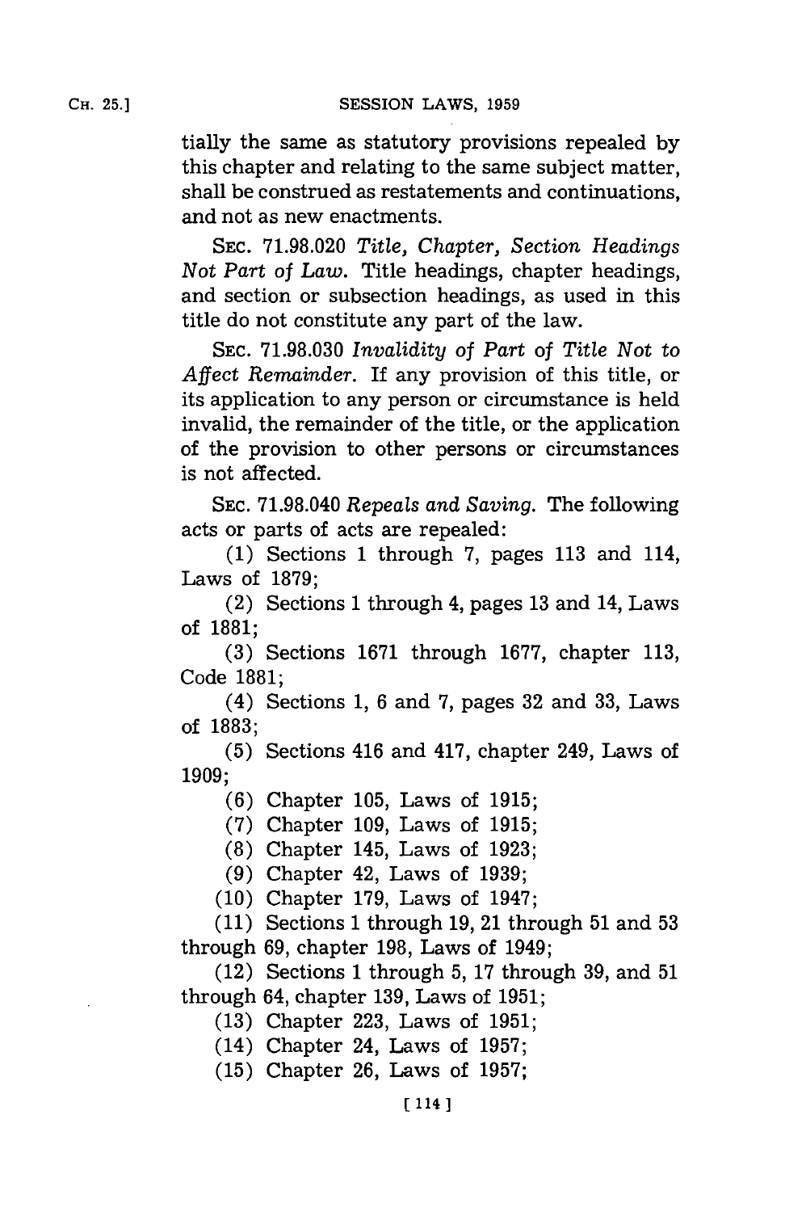tially the same as statutory provisions repealed by this chapter and relating to the same subject matter, shall be construed as restatements and continuations, and not as new enactments.

SEC. 71.98.020 *Title, Chapter, Section Headings Not Part of Law.* Title headings, chapter headings, and section or subsection headings, as used in this title do not constitute any part of the law.

SEC. 71.98.030 *Invalidity of Part of Title Not to Affect Remainder.* If any provision of this title, or its application to any person or circumstance is held invalid, the remainder of the title, or the application of the provision to other persons or circumstances is not affected.

SEC. 71.98.040 *Repeals and Saving.* The following acts or parts of acts are repealed:

(1) Sections 1 through 7, pages 113 and 114, Laws of 1879;

(2) Sections 1 through 4, pages 13 and 14, Laws of 1881;

(3) Sections 1671 through 1677, chapter 113, Code 1881;

(4) Sections 1, 6 and 7, pages 32 and 33, Laws of 1883;

(5) Sections 416 and 417, chapter 249, Laws of 1909;

(6) Chapter 105, Laws of 1915;

(7) Chapter 109, Laws of 1915;

(8) Chapter 145, Laws of 1923;

(9) Chapter 42, Laws of 1939;

(10) Chapter 179, Laws of 1947;

(11) Sections 1 through 19, 21 through 51 and 53 through 69, chapter 198, Laws of 1949;

(12) Sections 1 through 5, 17 through 39, and 51 through 64, chapter 139, Laws of 1951;

(13) Chapter 223, Laws of 1951;

(14) Chapter 24, Laws of 1957;

(15) Chapter 26, Laws of 1957;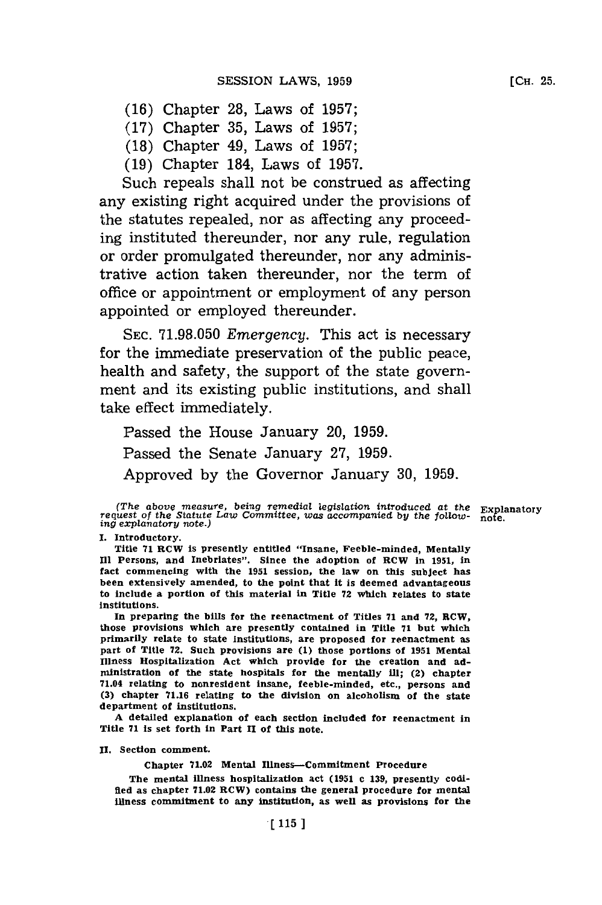(16) Chapter 28, Laws of 1957;

(17) Chapter 35, Laws of 1957;

(18) Chapter 49, Laws of 1957;

(19) Chapter 184, Laws of 1957.

Such repeals shall not be construed as affecting any existing right acquired under the provisions of the statutes repealed, nor as affecting any proceeding instituted thereunder, nor any rule, regulation or order promulgated thereunder, nor any administrative action taken thereunder, nor the term of office or appointment or employment of any person appointed or employed thereunder.

SEC. 71.98.050 *Emergency.* This act is necessary for the immediate preservation of the public peace, health and safety, the support of the state government and its existing public institutions, and shall take effect immediately.

Passed the House January 20, 1959.

Passed the Senate January 27, 1959.

Approved by the Governor January 30, 1959.

*(The above measure, being remedial legislation introduced at the request of the Statute Law Committee, was accompanied by the following explanatory note.)*

Explanatory note.

**I. Introductory.**

Title 71 RCW is presently entitled "Insane, Feeble-minded, Mentally Ill Persons, and Inebriates". Since the adoption of RCW in 1951, in fact commencing with the 1951 session, the law on this subject has been extensively amended, to the point that it is deemed advantageous to include a portion of this material in Title 72 which relates to state institutions.

In preparing the bills for the reenactment of Titles 71 and 72, RCW, those provisions which are presently contained in Title 71 but which primarily relate to state institutions, are proposed for reenactment as part of Title 72. Such provisions are (1) those portions of 1951 Mental Illness Hospitalization Act which provide for the creation and administration of the state hospitals for the mentally ill; (2) chapter 71.04 relating to nonresident insane, feeble-minded, etc., persons and (3) chapter 71.16 relating to the division on alcoholism of the state department of institutions.

A detailed explanation of each section included for reenactment in Title 71 is set forth in Part II of this note.

**II. Section comment.**

Chapter 71.02 Mental Illness—Commitment Procedure

The mental illness hospitalization act (1951 c 139, presently codified as chapter 71.02 RCW) contains the general procedure for mental illness commitment to any institution, as well as provisions for the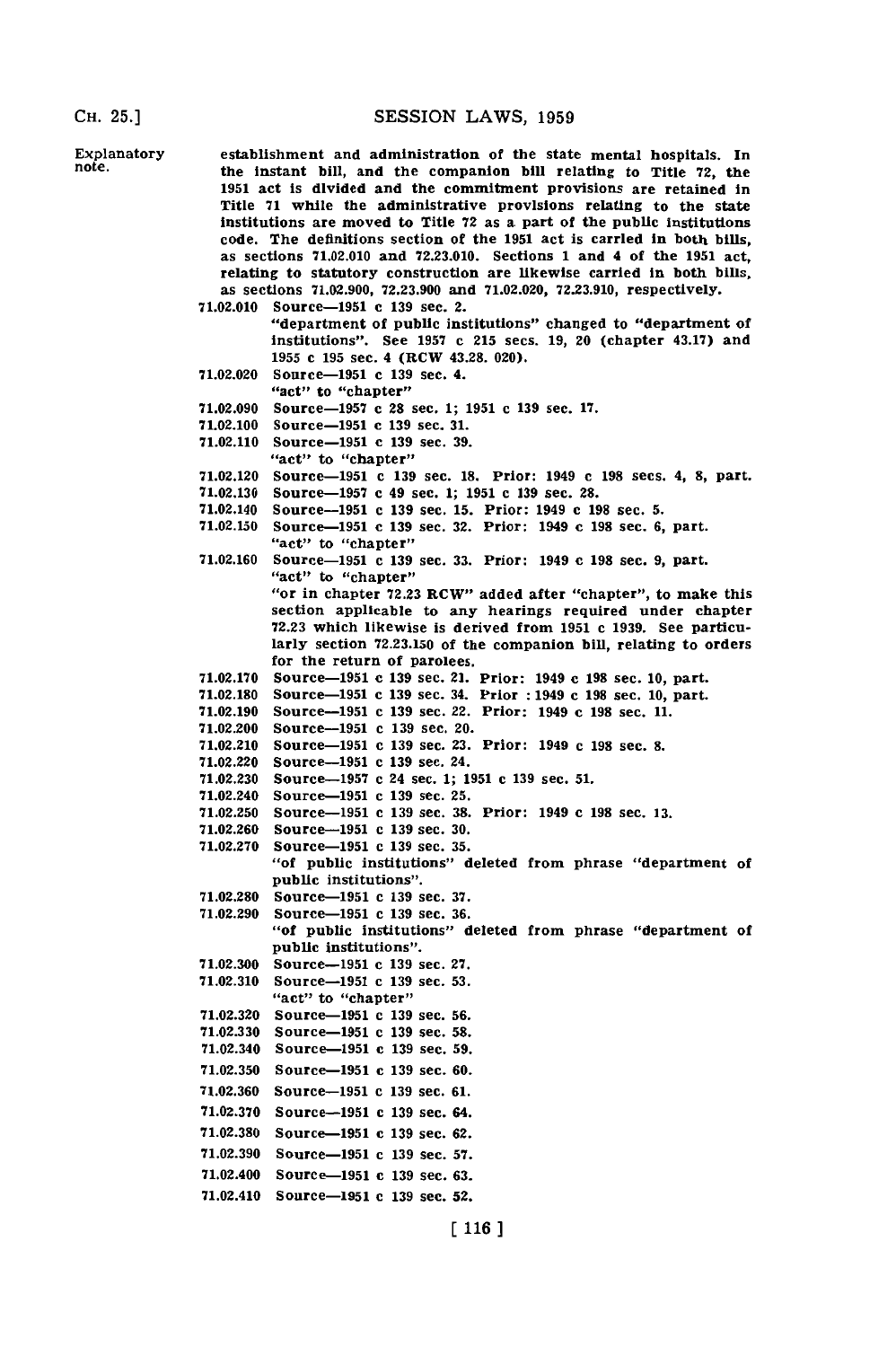Explanatory note.

establishment and administration of the state mental hospitals. In the instant bill, and the companion bill relating to Title 72, the 1951 act is divided and the commitment provisions are retained in Title 71 while the administrative provisions relating to the state institutions are moved to Title 72 as a part of the public institutions code. The definitions section of the 1951 act is carried in both bills, as sections 71.02.010 and 72.23.010. Sections 1 and 4 of the 1951 act, relating to statutory construction are likewise carried in both bills, as sections 71.02.900, 72.23.900 and 71.02.020, 72.23.910, respectively.

71.02.010 Source—1951 c 139 sec. 2.
"department of public institutions" changed to "department of institutions". See 1957 c 215 secs. 19, 20 (chapter 43.17) and 1955 c 195 sec. 4 (RCW 43.28. 020).

71.02.020 Source—1951 c 139 sec. 4.
"act" to "chapter"

71.02.090 Source—1957 c 28 sec. 1; 1951 c 139 sec. 17.

71.02.100 Source—1951 c 139 sec. 31.

71.02.110 Source—1951 c 139 sec. 39.
"act" to "chapter"

71.02.120 Source—1951 c 139 sec. 18. Prior: 1949 c 198 secs. 4, 8, part.

71.02.130 Source—1957 c 49 sec. 1; 1951 c 139 sec. 28.

71.02.140 Source—1951 c 139 sec. 15. Prior: 1949 c 198 sec. 5.

71.02.150 Source—1951 c 139 sec. 32. Prior: 1949 c 198 sec. 6, part.
"act" to "chapter"

71.02.160 Source—1951 c 139 sec. 33. Prior: 1949 c 198 sec. 9, part.
"act" to "chapter"
"or in chapter 72.23 RCW" added after "chapter", to make this section applicable to any hearings required under chapter 72.23 which likewise is derived from 1951 c 1939. See particularly section 72.23.150 of the companion bill, relating to orders for the return of parolees.

71.02.170 Source—1951 c 139 sec. 21. Prior: 1949 c 198 sec. 10, part.

71.02.180 Source—1951 c 139 sec. 34. Prior : 1949 c 198 sec. 10, part.

71.02.190 Source—1951 c 139 sec. 22. Prior: 1949 c 198 sec. 11.

71.02.200 Source—1951 c 139 sec. 20.

71.02.210 Source—1951 c 139 sec. 23. Prior: 1949 c 198 sec. 8.

71.02.220 Source—1951 c 139 sec. 24.

71.02.230 Source—1957 c 24 sec. 1; 1951 c 139 sec. 51.

71.02.240 Source—1951 c 139 sec. 25.

71.02.250 Source—1951 c 139 sec. 38. Prior: 1949 c 198 sec. 13.

71.02.260 Source—1951 c 139 sec. 30.

71.02.270 Source—1951 c 139 sec. 35.
"of public institutions" deleted from phrase "department of public institutions".

71.02.280 Source—1951 c 139 sec. 37.

71.02.290 Source—1951 c 139 sec. 36.
"of public institutions" deleted from phrase "department of public institutions".

71.02.300 Source—1951 c 139 sec. 27.

71.02.310 Source—1951 c 139 sec. 53.
"act" to "chapter"

71.02.320 Source—1951 c 139 sec. 56.

71.02.330 Source—1951 c 139 sec. 58.

71.02.340 Source—1951 c 139 sec. 59.

71.02.350 Source—1951 c 139 sec. 60.

71.02.360 Source—1951 c 139 sec. 61.

71.02.370 Source—1951 c 139 sec. 64.

71.02.380 Source—1951 c 139 sec. 62.

71.02.390 Source—1951 c 139 sec. 57.

71.02.400 Source—1951 c 139 sec. 63.

71.02.410 Source—1951 c 139 sec. 52.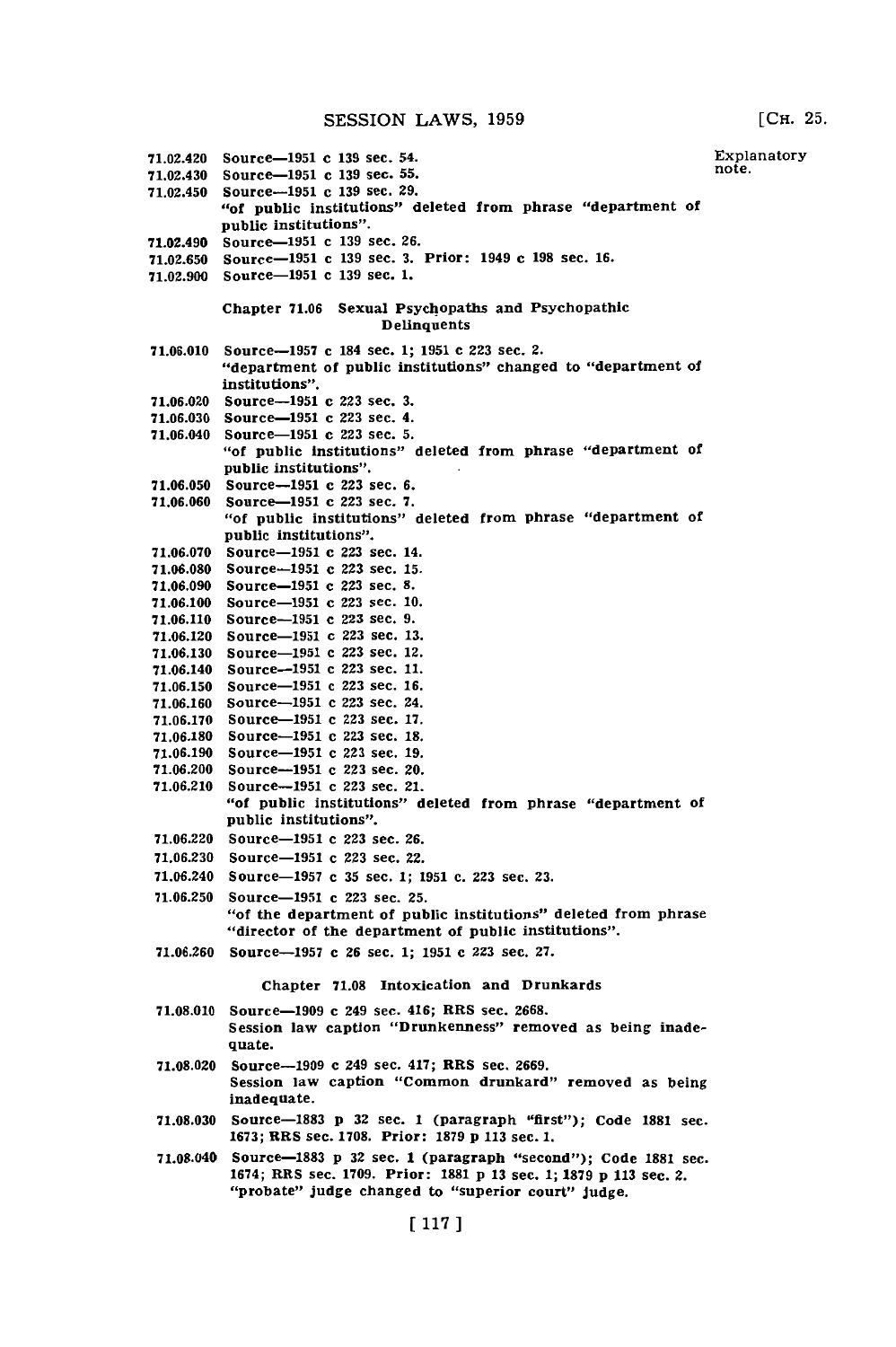Explanatory note.

71.02.420 Source—1951 c 139 sec. 54.

71.02.430 Source—1951 c 139 sec. 55.

71.02.450 Source—1951 c 139 sec. 29.
"of public institutions" deleted from phrase "department of public institutions".

71.02.490 Source—1951 c 139 sec. 26.

71.02.650 Source—1951 c 139 sec. 3. Prior: 1949 c 198 sec. 16.

71.02.900 Source—1951 c 139 sec. 1.

### Chapter 71.06 Sexual Psychopaths and Psychopathic Delinquents

71.06.010 Source—1957 c 184 sec. 1; 1951 c 223 sec. 2.
"department of public institutions" changed to "department of institutions".

71.06.020 Source—1951 c 223 sec. 3.

71.06.030 Source—1951 c 223 sec. 4.

71.06.040 Source—1951 c 223 sec. 5.
"of public institutions" deleted from phrase "department of public institutions".

71.06.050 Source—1951 c 223 sec. 6.

71.06.060 Source—1951 c 223 sec. 7.
"of public institutions" deleted from phrase "department of public institutions".

71.06.070 Source—1951 c 223 sec. 14.

71.06.080 Source—1951 c 223 sec. 15.

71.06.090 Source—1951 c 223 sec. 8.

71.06.100 Source—1951 c 223 sec. 10.

71.06.110 Source—1951 c 223 sec. 9.

71.06.120 Source—1951 c 223 sec. 13.

71.06.130 Source—1951 c 223 sec. 12.

71.06.140 Source—1951 c 223 sec. 11.

71.06.150 Source—1951 c 223 sec. 16.

71.06.160 Source—1951 c 223 sec. 24.

71.06.170 Source—1951 c 223 sec. 17.

71.06.180 Source—1951 c 223 sec. 18.

71.06.190 Source—1951 c 223 sec. 19.

71.06.200 Source—1951 c 223 sec. 20.

71.06.210 Source—1951 c 223 sec. 21.
"of public institutions" deleted from phrase "department of public institutions".

71.06.220 Source—1951 c 223 sec. 26.

71.06.230 Source—1951 c 223 sec. 22.

71.06.240 Source—1957 c 35 sec. 1; 1951 c. 223 sec. 23.

71.06.250 Source—1951 c 223 sec. 25.
"of the department of public institutions" deleted from phrase "director of the department of public institutions".

71.06.260 Source—1957 c 26 sec. 1; 1951 c 223 sec. 27.

### Chapter 71.08 Intoxication and Drunkards

71.08.010 Source—1909 c 249 sec. 416; RRS sec. 2668.
Session law caption "Drunkenness" removed as being inadequate.

71.08.020 Source—1909 c 249 sec. 417; RRS sec. 2669.
Session law caption "Common drunkard" removed as being inadequate.

71.08.030 Source—1883 p 32 sec. 1 (paragraph "first"); Code 1881 sec. 1673; RRS sec. 1708. Prior: 1879 p 113 sec. 1.

71.08.040 Source—1883 p 32 sec. 1 (paragraph "second"); Code 1881 sec. 1674; RRS sec. 1709. Prior: 1881 p 13 sec. 1; 1879 p 113 sec. 2.
"probate" judge changed to "superior court" judge.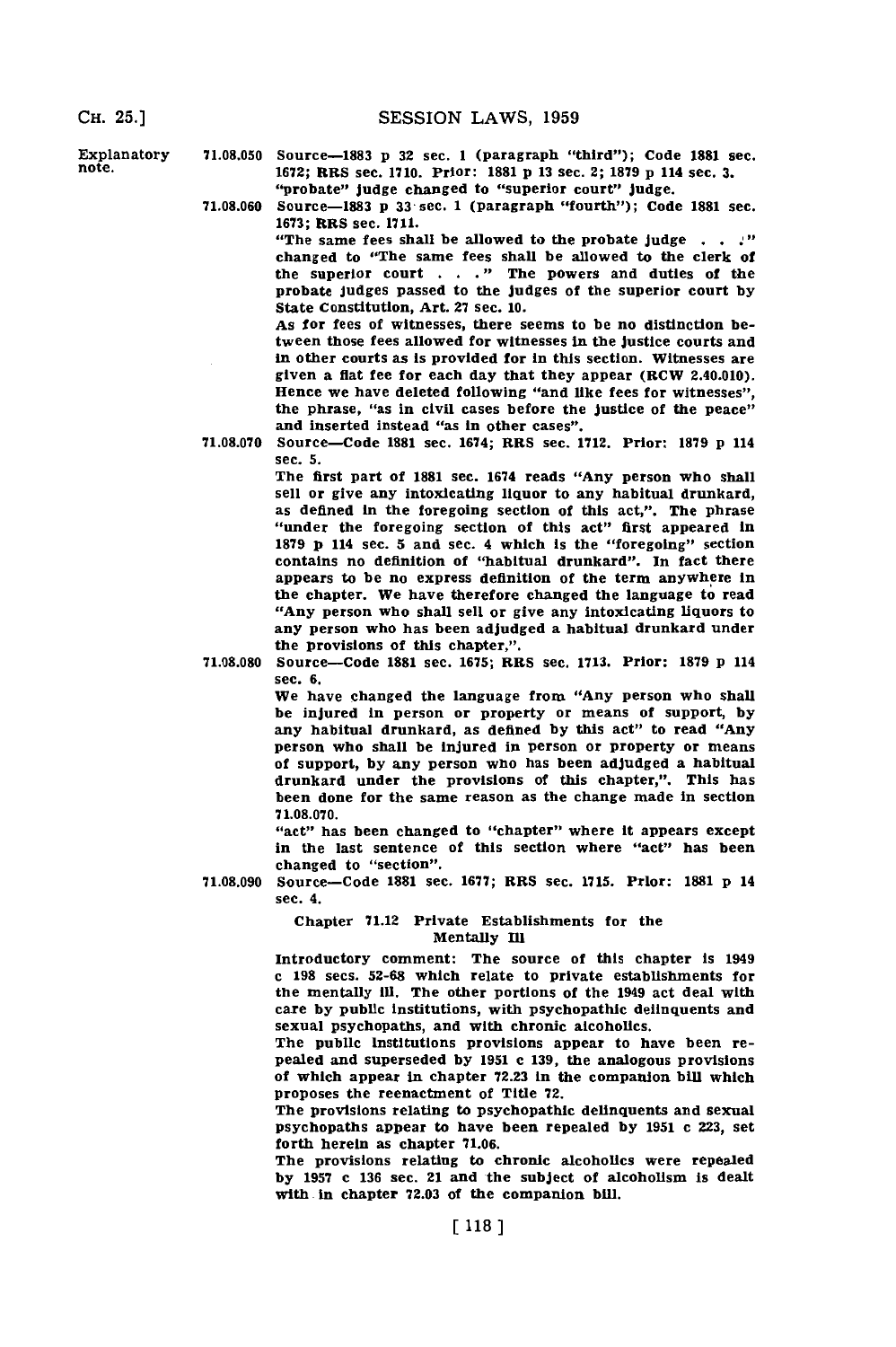Explanatory note.

71.08.050 Source—1883 p 32 sec. 1 (paragraph "third"); Code 1881 sec. 1672; RRS sec. 1710. Prior: 1881 p 13 sec. 2; 1879 p 114 sec. 3. "probate" judge changed to "superior court" judge.

71.08.060 Source—1883 p 33 sec. 1 (paragraph "fourth"); Code 1881 sec. 1673; RRS sec. 1711.

"The same fees shall be allowed to the probate judge . . ." changed to "The same fees shall be allowed to the clerk of the superior court . . ." The powers and duties of the probate judges passed to the judges of the superior court by State Constitution, Art. 27 sec. 10.

As for fees of witnesses, there seems to be no distinction between those fees allowed for witnesses in the justice courts and in other courts as is provided for in this section. Witnesses are given a flat fee for each day that they appear (RCW 2.40.010). Hence we have deleted following "and like fees for witnesses", the phrase, "as in civil cases before the justice of the peace" and inserted instead "as in other cases".

71.08.070 Source—Code 1881 sec. 1674; RRS sec. 1712. Prior: 1879 p 114 sec. 5.

The first part of 1881 sec. 1674 reads "Any person who shall sell or give any intoxicating liquor to any habitual drunkard, as defined in the foregoing section of this act,". The phrase "under the foregoing section of this act" first appeared in 1879 p 114 sec. 5 and sec. 4 which is the "foregoing" section contains no definition of "habitual drunkard". In fact there appears to be no express definition of the term anywhere in the chapter. We have therefore changed the language to read "Any person who shall sell or give any intoxicating liquors to any person who has been adjudged a habitual drunkard under the provisions of this chapter,".

71.08.080 Source—Code 1881 sec. 1675; RRS sec. 1713. Prior: 1879 p 114 sec. 6.

We have changed the language from "Any person who shall be injured in person or property or means of support, by any habitual drunkard, as defined by this act" to read "Any person who shall be injured in person or property or means of support, by any person who has been adjudged a habitual drunkard under the provisions of this chapter,". This has been done for the same reason as the change made in section 71.08.070.

"act" has been changed to "chapter" where it appears except in the last sentence of this section where "act" has been changed to "section".

71.08.090 Source—Code 1881 sec. 1677; RRS sec. 1715. Prior: 1881 p 14 sec. 4.

### Chapter 71.12 Private Establishments for the Mentally Ill

Introductory comment: The source of this chapter is 1949 c 198 secs. 52-68 which relate to private establishments for the mentally ill. The other portions of the 1949 act deal with care by public institutions, with psychopathic delinquents and sexual psychopaths, and with chronic alcoholics.

The public institutions provisions appear to have been repealed and superseded by 1951 c 139, the analogous provisions of which appear in chapter 72.23 in the companion bill which proposes the reenactment of Title 72.

The provisions relating to psychopathic delinquents and sexual psychopaths appear to have been repealed by 1951 c 223, set forth herein as chapter 71.06.

The provisions relating to chronic alcoholics were repealed by 1957 c 136 sec. 21 and the subject of alcoholism is dealt with in chapter 72.03 of the companion bill.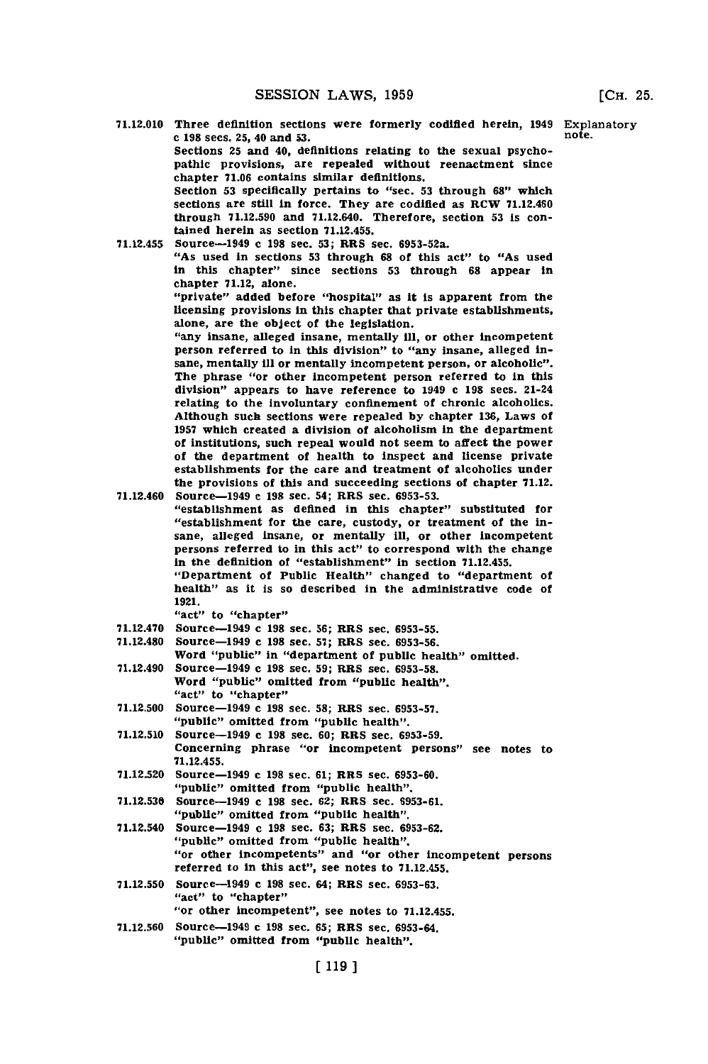71.12.010 Three definition sections were formerly codified herein, 1949 c 198 secs. 25, 40 and 53.

Explanatory note.

Sections 25 and 40, definitions relating to the sexual psychopathic provisions, are repealed without reenactment since chapter 71.06 contains similar definitions.

Section 53 specifically pertains to "sec. 53 through 68" which sections are still in force. They are codified as RCW 71.12.460 through 71.12.590 and 71.12.640. Therefore, section 53 is contained herein as section 71.12.455.

71.12.455 Source—1949 c 198 sec. 53; RRS sec. 6953-52a.

"As used in sections 53 through 68 of this act" to "As used in this chapter" since sections 53 through 68 appear in chapter 71.12, alone.

"private" added before "hospital" as it is apparent from the licensing provisions in this chapter that private establishments, alone, are the object of the legislation.

"any insane, alleged insane, mentally ill, or other incompetent person referred to in this division" to "any insane, alleged insane, mentally ill or mentally incompetent person, or alcoholic". The phrase "or other incompetent person referred to in this division" appears to have reference to 1949 c 198 secs. 21-24 relating to the involuntary confinement of chronic alcoholics. Although such sections were repealed by chapter 136, Laws of 1957 which created a division of alcoholism in the department of institutions, such repeal would not seem to affect the power of the department of health to inspect and license private establishments for the care and treatment of alcoholics under the provisions of this and succeeding sections of chapter 71.12.

71.12.460 Source—1949 c 198 sec. 54; RRS sec. 6953-53.

"establishment as defined in this chapter" substituted for "establishment for the care, custody, or treatment of the insane, alleged insane, or mentally ill, or other incompetent persons referred to in this act" to correspond with the change in the definition of "establishment" in section 71.12.455.

"Department of Public Health" changed to "department of health" as it is so described in the administrative code of 1921.

"act" to "chapter"

71.12.470 Source—1949 c 198 sec. 56; RRS sec. 6953-55.

71.12.480 Source—1949 c 198 sec. 57; RRS sec. 6953-56.

Word "public" in "department of public health" omitted.

71.12.490 Source—1949 c 198 sec. 59; RRS sec. 6953-58.

Word "public" omitted from "public health".

"act" to "chapter"

71.12.500 Source—1949 c 198 sec. 58; RRS sec. 6953-57.

"public" omitted from "public health".

71.12.510 Source—1949 c 198 sec. 60; RRS sec. 6953-59.

Concerning phrase "or incompetent persons" see notes to 71.12.455.

71.12.520 Source—1949 c 198 sec. 61; RRS sec. 6953-60.

"public" omitted from "public health".

71.12.530 Source—1949 c 198 sec. 62; RRS sec. 6953-61.

"public" omitted from "public health".

71.12.540 Source—1949 c 198 sec. 63; RRS sec. 6953-62.

"public" omitted from "public health".

"or other incompetents" and "or other incompetent persons referred to in this act", see notes to 71.12.455.

71.12.550 Source—1949 c 198 sec. 64; RRS sec. 6953-63.

"act" to "chapter"

"or other incompetent", see notes to 71.12.455.

71.12.560 Source—1949 c 198 sec. 65; RRS sec. 6953-64.

"public" omitted from "public health".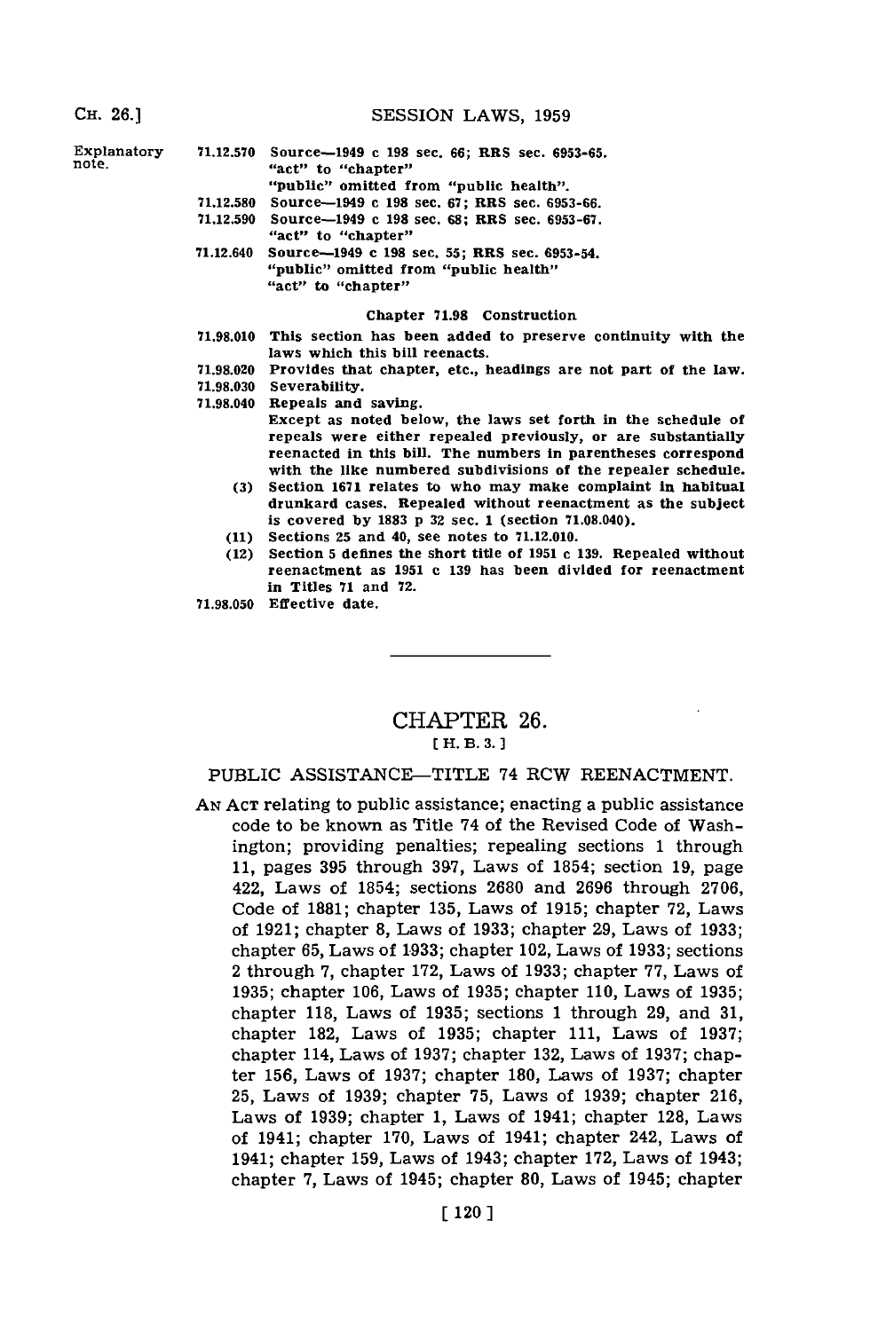Explanatory note.

71.12.570 Source—1949 c 198 sec. 66; RRS sec. 6953-65.
"act" to "chapter"
"public" omitted from "public health".

71.12.580 Source—1949 c 198 sec. 67; RRS sec. 6953-66.

71.12.590 Source—1949 c 198 sec. 68; RRS sec. 6953-67.
"act" to "chapter"

71.12.640 Source—1949 c 198 sec. 55; RRS sec. 6953-54.
"public" omitted from "public health"
"act" to "chapter"

Chapter 71.98 Construction

71.98.010 This section has been added to preserve continuity with the laws which this bill reenacts.

71.98.020 Provides that chapter, etc., headings are not part of the law.

71.98.030 Severability.

71.98.040 Repeals and saving.
Except as noted below, the laws set forth in the schedule of repeals were either repealed previously, or are substantially reenacted in this bill. The numbers in parentheses correspond with the like numbered subdivisions of the repealer schedule.

(3) Section 1671 relates to who may make complaint in habitual drunkard cases. Repealed without reenactment as the subject is covered by 1883 p 32 sec. 1 (section 71.08.040).

(11) Sections 25 and 40, see notes to 71.12.010.

(12) Section 5 defines the short title of 1951 c 139. Repealed without reenactment as 1951 c 139 has been divided for reenactment in Titles 71 and 72.

71.98.050 Effective date.

# CHAPTER 26.

[H. B. 3.]

## PUBLIC ASSISTANCE—TITLE 74 RCW REENACTMENT.

AN ACT relating to public assistance; enacting a public assistance code to be known as Title 74 of the Revised Code of Washington; providing penalties; repealing sections 1 through 11, pages 395 through 397, Laws of 1854; section 19, page 422, Laws of 1854; sections 2680 and 2696 through 2706, Code of 1881; chapter 135, Laws of 1915; chapter 72, Laws of 1921; chapter 8, Laws of 1933; chapter 29, Laws of 1933; chapter 65, Laws of 1933; chapter 102, Laws of 1933; sections 2 through 7, chapter 172, Laws of 1933; chapter 77, Laws of 1935; chapter 106, Laws of 1935; chapter 110, Laws of 1935; chapter 118, Laws of 1935; sections 1 through 29, and 31, chapter 182, Laws of 1935; chapter 111, Laws of 1937; chapter 114, Laws of 1937; chapter 132, Laws of 1937; chapter 156, Laws of 1937; chapter 180, Laws of 1937; chapter 25, Laws of 1939; chapter 75, Laws of 1939; chapter 216, Laws of 1939; chapter 1, Laws of 1941; chapter 128, Laws of 1941; chapter 170, Laws of 1941; chapter 242, Laws of 1941; chapter 159, Laws of 1943; chapter 172, Laws of 1943; chapter 7, Laws of 1945; chapter 80, Laws of 1945; chapter